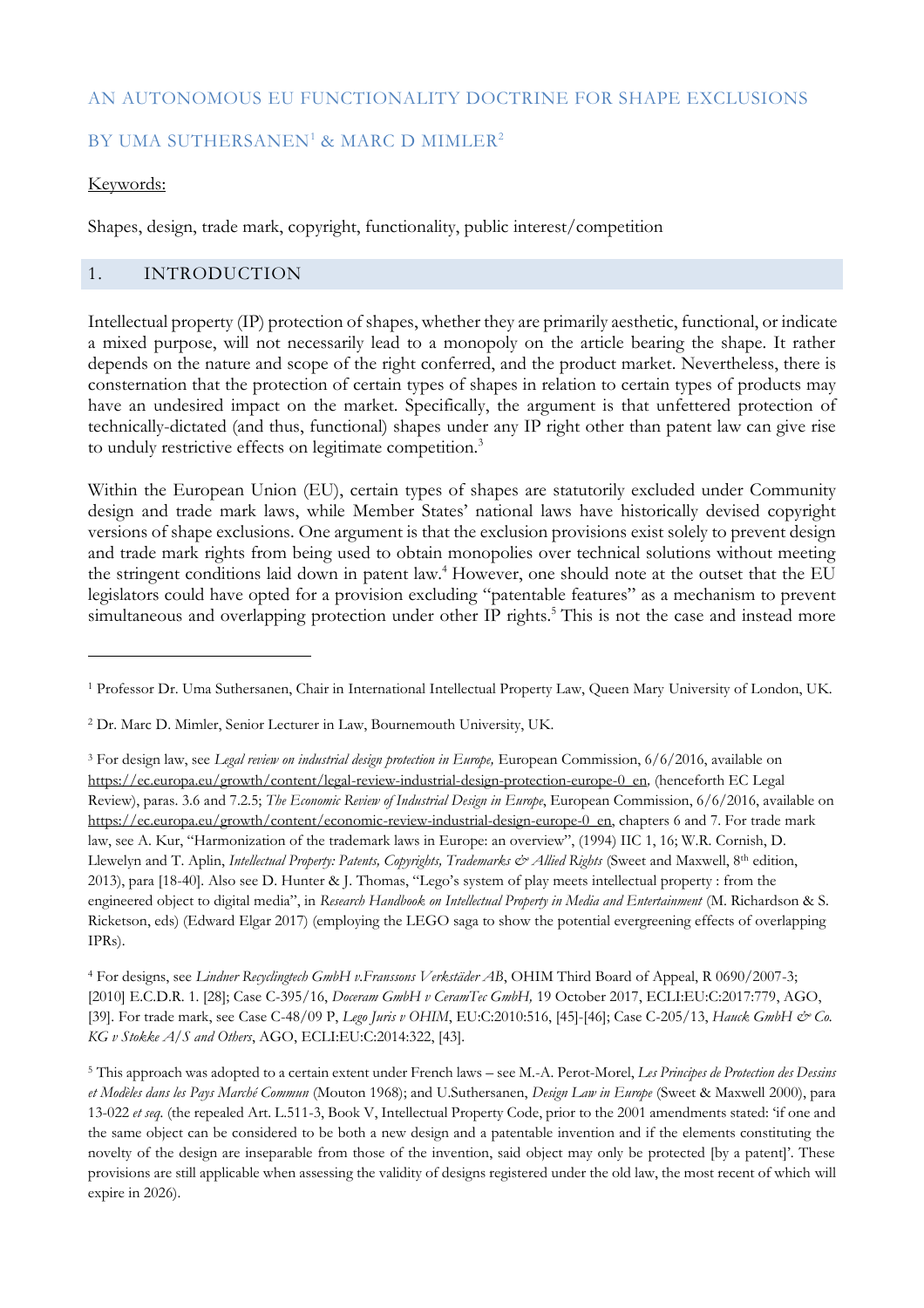# AN AUTONOMOUS EU FUNCTIONALITY DOCTRINE FOR SHAPE EXCLUSIONS

## BY UMA SUTHERSANEN[1] & MARC D MIMLER[2]

Keywords:

Shapes, design, trade mark, copyright, functionality, public interest/competition

## 1. INTRODUCTION

Intellectual property (IP) protection of shapes, whether they are primarily aesthetic, functional, or indicate a mixed purpose, will not necessarily lead to a monopoly on the article bearing the shape. It rather depends on the nature and scope of the right conferred, and the product market. Nevertheless, there is consternation that the protection of certain types of shapes in relation to certain types of products may have an undesired impact on the market. Specifically, the argument is that unfettered protection of technically-dictated (and thus, functional) shapes under any IP right other than patent law can give rise to unduly restrictive effects on legitimate competition.[3]

Within the European Union (EU), certain types of shapes are statutorily excluded under Community design and trade mark laws, while Member States' national laws have historically devised copyright versions of shape exclusions. One argument is that the exclusion provisions exist solely to prevent design and trade mark rights from being used to obtain monopolies over technical solutions without meeting the stringent conditions laid down in patent law.[4] However, one should note at the outset that the EU legislators could have opted for a provision excluding "patentable features" as a mechanism to prevent simultaneous and overlapping protection under other IP rights.[5] This is not the case and instead more

---

[1] Professor Dr. Uma Suthersanen, Chair in International Intellectual Property Law, Queen Mary University of London, UK.

[2] Dr. Marc D. Mimler, Senior Lecturer in Law, Bournemouth University, UK.

[3] For design law, see *Legal review on industrial design protection in Europe,* European Commission, 6/6/2016, available on https://ec.europa.eu/growth/content/legal-review-industrial-design-protection-europe-0_en, (henceforth EC Legal Review), paras. 3.6 and 7.2.5; *The Economic Review of Industrial Design in Europe*, European Commission, 6/6/2016, available on https://ec.europa.eu/growth/content/economic-review-industrial-design-europe-0_en, chapters 6 and 7. For trade mark law, see A. Kur, "Harmonization of the trademark laws in Europe: an overview", (1994) IIC 1, 16; W.R. Cornish, D. Llewelyn and T. Aplin, *Intellectual Property: Patents, Copyrights, Trademarks & Allied Rights* (Sweet and Maxwell, 8th edition, 2013), para [18-40]. Also see D. Hunter & J. Thomas, "Lego's system of play meets intellectual property : from the engineered object to digital media", in *Research Handbook on Intellectual Property in Media and Entertainment* (M. Richardson & S. Ricketson, eds) (Edward Elgar 2017) (employing the LEGO saga to show the potential evergreening effects of overlapping IPRs).

[4] For designs, see *Lindner Recyclingtech GmbH v.Franssons Verkstäder AB*, OHIM Third Board of Appeal, R 0690/2007-3; [2010] E.C.D.R. 1. [28]; Case C-395/16, *Doceram GmbH v CeramTec GmbH,* 19 October 2017, ECLI:EU:C:2017:779, AGO, [39]. For trade mark, see Case C-48/09 P, *Lego Juris v OHIM*, EU:C:2010:516, [45]-[46]; Case C-205/13, *Hauck GmbH & Co. KG v Stokke A/S and Others*, AGO, ECLI:EU:C:2014:322, [43].

[5] This approach was adopted to a certain extent under French laws – see M.-A. Perot-Morel, *Les Principes de Protection des Dessins et Modèles dans les Pays Marché Commun* (Mouton 1968); and U.Suthersanen, *Design Law in Europe* (Sweet & Maxwell 2000), para 13-022 *et seq.* (the repealed Art. L.511-3, Book V, Intellectual Property Code, prior to the 2001 amendments stated: 'if one and the same object can be considered to be both a new design and a patentable invention and if the elements constituting the novelty of the design are inseparable from those of the invention, said object may only be protected [by a patent]'. These provisions are still applicable when assessing the validity of designs registered under the old law, the most recent of which will expire in 2026).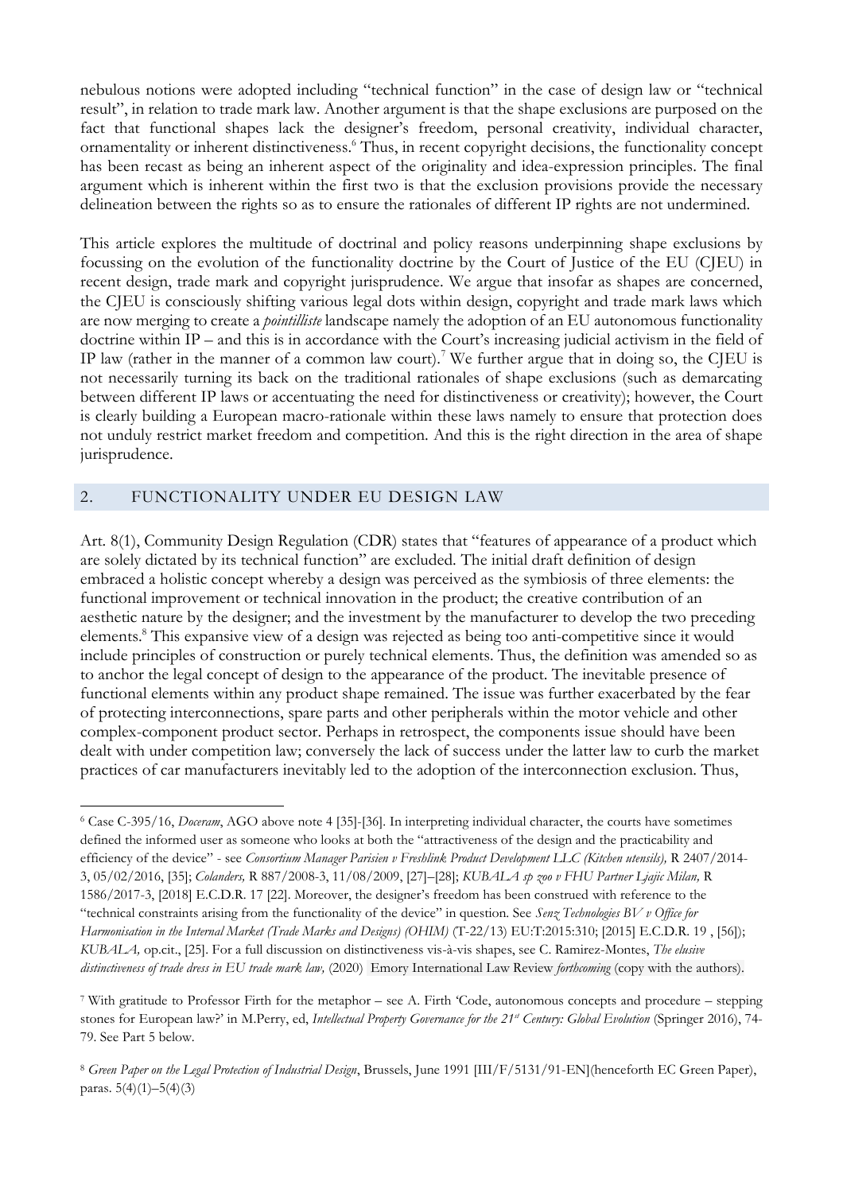nebulous notions were adopted including "technical function" in the case of design law or "technical result", in relation to trade mark law. Another argument is that the shape exclusions are purposed on the fact that functional shapes lack the designer's freedom, personal creativity, individual character, ornamentality or inherent distinctiveness.[6] Thus, in recent copyright decisions, the functionality concept has been recast as being an inherent aspect of the originality and idea-expression principles. The final argument which is inherent within the first two is that the exclusion provisions provide the necessary delineation between the rights so as to ensure the rationales of different IP rights are not undermined.

This article explores the multitude of doctrinal and policy reasons underpinning shape exclusions by focussing on the evolution of the functionality doctrine by the Court of Justice of the EU (CJEU) in recent design, trade mark and copyright jurisprudence. We argue that insofar as shapes are concerned, the CJEU is consciously shifting various legal dots within design, copyright and trade mark laws which are now merging to create a *pointilliste* landscape namely the adoption of an EU autonomous functionality doctrine within IP – and this is in accordance with the Court's increasing judicial activism in the field of IP law (rather in the manner of a common law court).[7] We further argue that in doing so, the CJEU is not necessarily turning its back on the traditional rationales of shape exclusions (such as demarcating between different IP laws or accentuating the need for distinctiveness or creativity); however, the Court is clearly building a European macro-rationale within these laws namely to ensure that protection does not unduly restrict market freedom and competition. And this is the right direction in the area of shape jurisprudence.

## 2. FUNCTIONALITY UNDER EU DESIGN LAW

Art. 8(1), Community Design Regulation (CDR) states that "features of appearance of a product which are solely dictated by its technical function" are excluded. The initial draft definition of design embraced a holistic concept whereby a design was perceived as the symbiosis of three elements: the functional improvement or technical innovation in the product; the creative contribution of an aesthetic nature by the designer; and the investment by the manufacturer to develop the two preceding elements.[8] This expansive view of a design was rejected as being too anti-competitive since it would include principles of construction or purely technical elements. Thus, the definition was amended so as to anchor the legal concept of design to the appearance of the product. The inevitable presence of functional elements within any product shape remained. The issue was further exacerbated by the fear of protecting interconnections, spare parts and other peripherals within the motor vehicle and other complex-component product sector. Perhaps in retrospect, the components issue should have been dealt with under competition law; conversely the lack of success under the latter law to curb the market practices of car manufacturers inevitably led to the adoption of the interconnection exclusion. Thus,

---

[6] Case C-395/16, *Doceram*, AGO above note 4 [35]-[36]. In interpreting individual character, the courts have sometimes defined the informed user as someone who looks at both the "attractiveness of the design and the practicability and efficiency of the device" - see *Consortium Manager Parisien v Freshlink Product Development LLC (Kitchen utensils),* R 2407/2014-3, 05/02/2016, [35]; *Colanders,* R 887/2008-3, 11/08/2009, [27]–[28]; *KUBALA sp zoo v FHU Partner Ljajic Milan,* R 1586/2017-3, [2018] E.C.D.R. 17 [22]. Moreover, the designer's freedom has been construed with reference to the "technical constraints arising from the functionality of the device" in question. See *Senz Technologies BV v Office for Harmonisation in the Internal Market (Trade Marks and Designs) (OHIM)* (T-22/13) EU:T:2015:310; [2015] E.C.D.R. 19 , [56]); *KUBALA,* op.cit., [25]. For a full discussion on distinctiveness vis-à-vis shapes, see C. Ramirez-Montes, *The elusive distinctiveness of trade dress in EU trade mark law,* (2020) Emory International Law Review *forthcoming* (copy with the authors).

[7] With gratitude to Professor Firth for the metaphor – see A. Firth 'Code, autonomous concepts and procedure – stepping stones for European law?' in M.Perry, ed, *Intellectual Property Governance for the 21st Century: Global Evolution* (Springer 2016), 74-79. See Part 5 below.

[8] *Green Paper on the Legal Protection of Industrial Design*, Brussels, June 1991 [III/F/5131/91-EN](henceforth EC Green Paper), paras. 5(4)(1)–5(4)(3)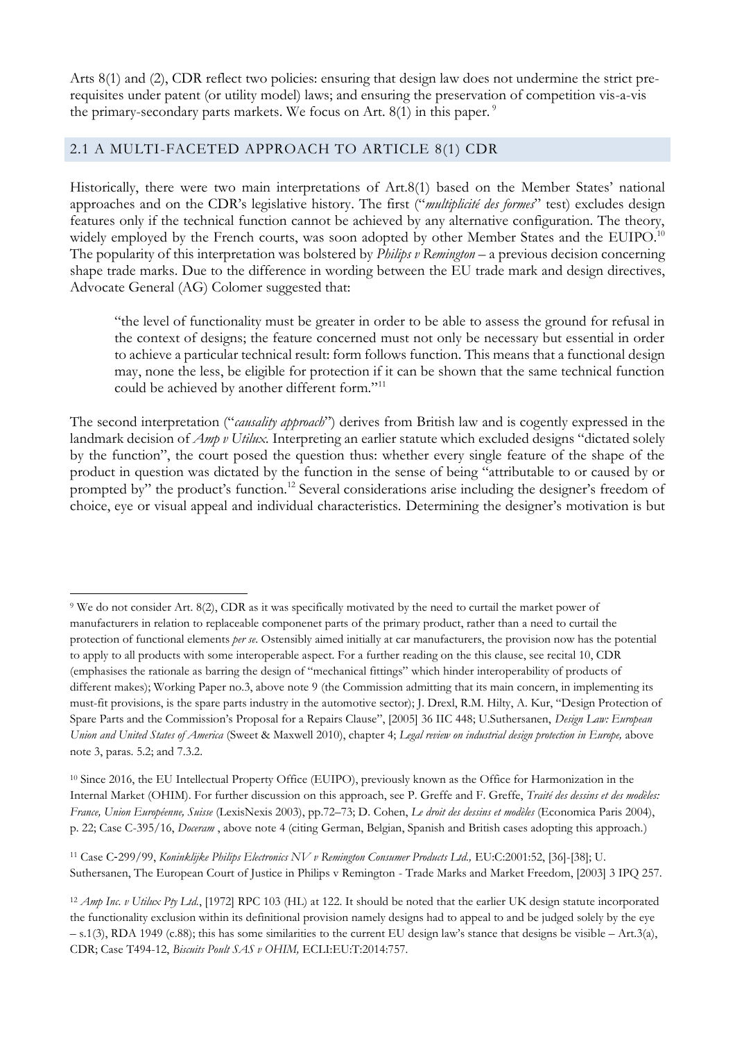Arts 8(1) and (2), CDR reflect two policies: ensuring that design law does not undermine the strict pre-requisites under patent (or utility model) laws; and ensuring the preservation of competition vis-a-vis the primary-secondary parts markets. We focus on Art. 8(1) in this paper. [9]

## 2.1 A MULTI-FACETED APPROACH TO ARTICLE 8(1) CDR

Historically, there were two main interpretations of Art.8(1) based on the Member States' national approaches and on the CDR's legislative history. The first ("*multiplicité des formes*" test) excludes design features only if the technical function cannot be achieved by any alternative configuration. The theory, widely employed by the French courts, was soon adopted by other Member States and the EUIPO.[10] The popularity of this interpretation was bolstered by *Philips v Remington* – a previous decision concerning shape trade marks. Due to the difference in wording between the EU trade mark and design directives, Advocate General (AG) Colomer suggested that:

> "the level of functionality must be greater in order to be able to assess the ground for refusal in the context of designs; the feature concerned must not only be necessary but essential in order to achieve a particular technical result: form follows function. This means that a functional design may, none the less, be eligible for protection if it can be shown that the same technical function could be achieved by another different form."[11]

The second interpretation ("*causality approach*") derives from British law and is cogently expressed in the landmark decision of *Amp v Utilux*. Interpreting an earlier statute which excluded designs "dictated solely by the function", the court posed the question thus: whether every single feature of the shape of the product in question was dictated by the function in the sense of being "attributable to or caused by or prompted by" the product's function.[12] Several considerations arise including the designer's freedom of choice, eye or visual appeal and individual characteristics. Determining the designer's motivation is but

---

[9] We do not consider Art. 8(2), CDR as it was specifically motivated by the need to curtail the market power of manufacturers in relation to replaceable componenet parts of the primary product, rather than a need to curtail the protection of functional elements *per se*. Ostensibly aimed initially at car manufacturers, the provision now has the potential to apply to all products with some interoperable aspect. For a further reading on the this clause, see recital 10, CDR (emphasises the rationale as barring the design of "mechanical fittings" which hinder interoperability of products of different makes); Working Paper no.3, above note 9 (the Commission admitting that its main concern, in implementing its must-fit provisions, is the spare parts industry in the automotive sector); J. Drexl, R.M. Hilty, A. Kur, "Design Protection of Spare Parts and the Commission's Proposal for a Repairs Clause", [2005] 36 IIC 448; U.Suthersanen, *Design Law: European Union and United States of America* (Sweet & Maxwell 2010), chapter 4; *Legal review on industrial design protection in Europe,* above note 3, paras. 5.2; and 7.3.2.

[10] Since 2016, the EU Intellectual Property Office (EUIPO), previously known as the Office for Harmonization in the Internal Market (OHIM). For further discussion on this approach, see P. Greffe and F. Greffe, *Traité des dessins et des modèles: France, Union Européenne, Suisse* (LexisNexis 2003), pp.72–73; D. Cohen, *Le droit des dessins et modèles* (Economica Paris 2004), p. 22; Case C-395/16, *Doceram* , above note 4 (citing German, Belgian, Spanish and British cases adopting this approach.)

[11] Case C-299/99, *Koninklijke Philips Electronics NV v Remington Consumer Products Ltd.,* EU:C:2001:52, [36]-[38]; U. Suthersanen, The European Court of Justice in Philips v Remington - Trade Marks and Market Freedom, [2003] 3 IPQ 257.

[12] *Amp Inc. v Utilux Pty Ltd.*, [1972] RPC 103 (HL) at 122. It should be noted that the earlier UK design statute incorporated the functionality exclusion within its definitional provision namely designs had to appeal to and be judged solely by the eye – s.1(3), RDA 1949 (c.88); this has some similarities to the current EU design law's stance that designs be visible – Art.3(a), CDR; Case T494-12, *Biscuits Poult SAS v OHIM,* ECLI:EU:T:2014:757.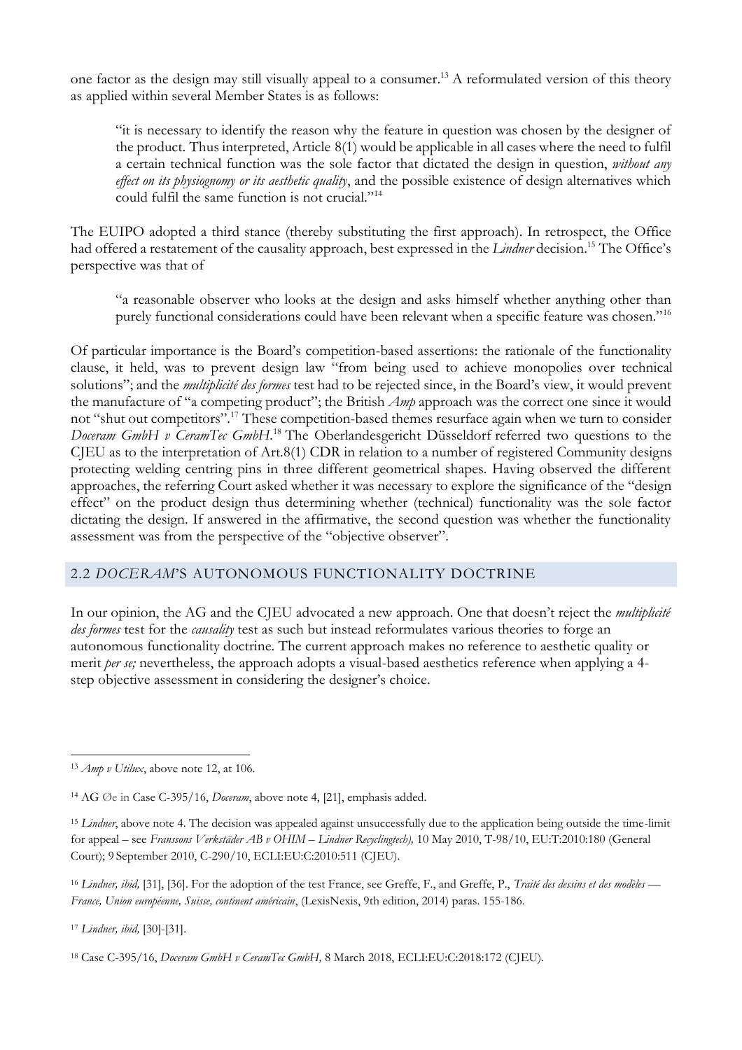one factor as the design may still visually appeal to a consumer.[13] A reformulated version of this theory as applied within several Member States is as follows:

> "it is necessary to identify the reason why the feature in question was chosen by the designer of the product. Thus interpreted, Article 8(1) would be applicable in all cases where the need to fulfil a certain technical function was the sole factor that dictated the design in question, *without any effect on its physiognomy or its aesthetic quality*, and the possible existence of design alternatives which could fulfil the same function is not crucial."[14]

The EUIPO adopted a third stance (thereby substituting the first approach). In retrospect, the Office had offered a restatement of the causality approach, best expressed in the *Lindner* decision.[15] The Office's perspective was that of

> "a reasonable observer who looks at the design and asks himself whether anything other than purely functional considerations could have been relevant when a specific feature was chosen."[16]

Of particular importance is the Board's competition-based assertions: the rationale of the functionality clause, it held, was to prevent design law "from being used to achieve monopolies over technical solutions"; and the *multiplicité des formes* test had to be rejected since, in the Board's view, it would prevent the manufacture of "a competing product"; the British *Amp* approach was the correct one since it would not "shut out competitors".[17] These competition-based themes resurface again when we turn to consider *Doceram GmbH v CeramTec GmbH*.[18] The Oberlandesgericht Düsseldorf referred two questions to the CJEU as to the interpretation of Art.8(1) CDR in relation to a number of registered Community designs protecting welding centring pins in three different geometrical shapes. Having observed the different approaches, the referring Court asked whether it was necessary to explore the significance of the "design effect" on the product design thus determining whether (technical) functionality was the sole factor dictating the design. If answered in the affirmative, the second question was whether the functionality assessment was from the perspective of the "objective observer".

## 2.2 *DOCERAM*'S AUTONOMOUS FUNCTIONALITY DOCTRINE

In our opinion, the AG and the CJEU advocated a new approach. One that doesn't reject the *multiplicité des formes* test for the *causality* test as such but instead reformulates various theories to forge an autonomous functionality doctrine. The current approach makes no reference to aesthetic quality or merit *per se;* nevertheless, the approach adopts a visual-based aesthetics reference when applying a 4-step objective assessment in considering the designer's choice.

---

[13] *Amp v Utilux*, above note 12, at 106.

[14] AG Øe in Case C-395/16, *Doceram*, above note 4, [21], emphasis added.

[15] *Lindner*, above note 4. The decision was appealed against unsuccessfully due to the application being outside the time-limit for appeal – see *Franssons Verkstäder AB v OHIM – Lindner Recyclingtech),* 10 May 2010, T-98/10, EU:T:2010:180 (General Court); 9 September 2010, C-290/10, ECLI:EU:C:2010:511 (CJEU).

[16] *Lindner, ibid,* [31], [36]. For the adoption of the test France, see Greffe, F., and Greffe, P., *Traité des dessins et des modèles — France, Union européenne, Suisse, continent américain*, (LexisNexis, 9th edition, 2014) paras. 155-186.

[17] *Lindner, ibid,* [30]-[31].

[18] Case C-395/16, *Doceram GmbH v CeramTec GmbH,* 8 March 2018, ECLI:EU:C:2018:172 (CJEU).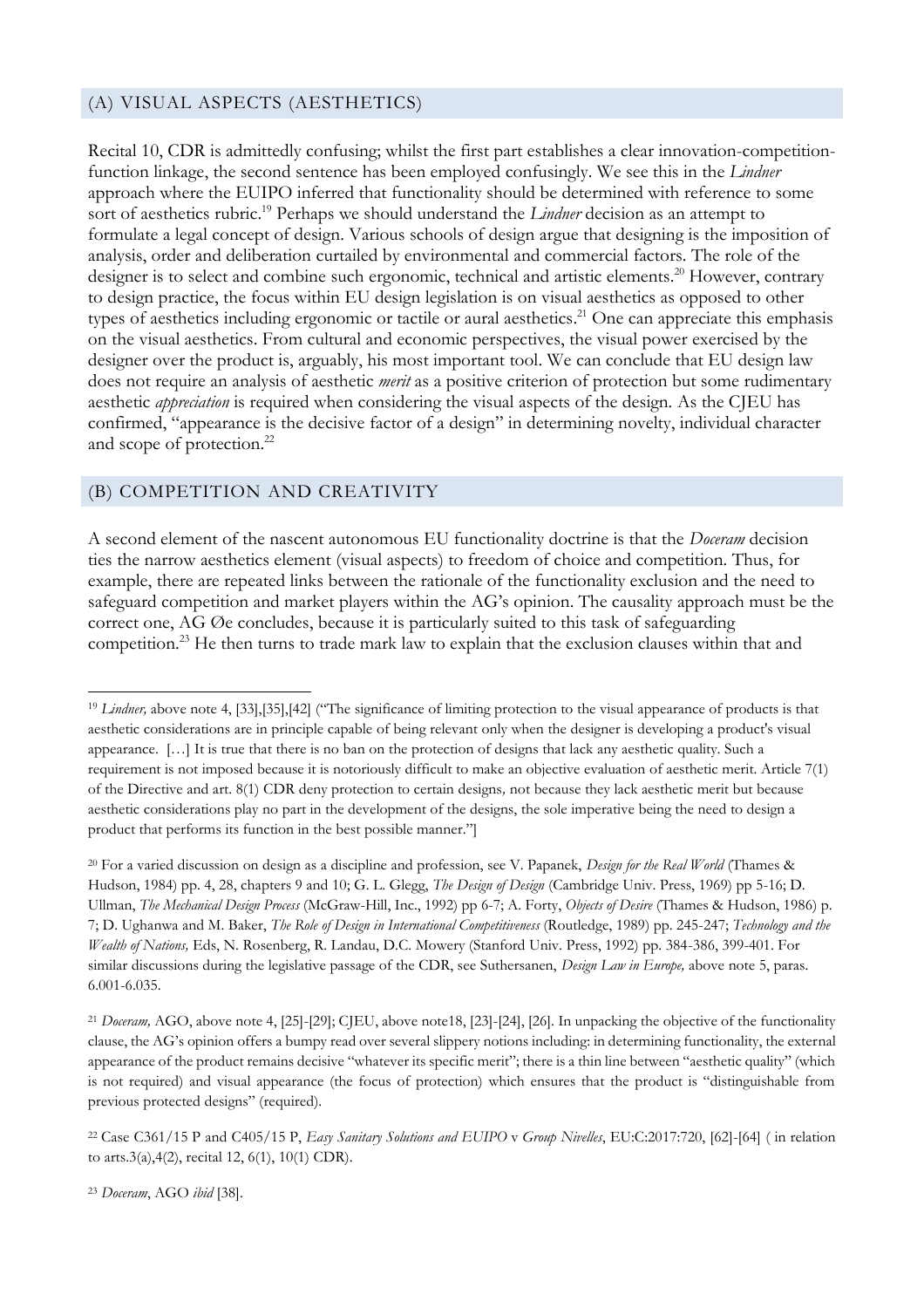## (A) VISUAL ASPECTS (AESTHETICS)

Recital 10, CDR is admittedly confusing; whilst the first part establishes a clear innovation-competition-function linkage, the second sentence has been employed confusingly. We see this in the *Lindner* approach where the EUIPO inferred that functionality should be determined with reference to some sort of aesthetics rubric.[19] Perhaps we should understand the *Lindner* decision as an attempt to formulate a legal concept of design. Various schools of design argue that designing is the imposition of analysis, order and deliberation curtailed by environmental and commercial factors. The role of the designer is to select and combine such ergonomic, technical and artistic elements.[20] However, contrary to design practice, the focus within EU design legislation is on visual aesthetics as opposed to other types of aesthetics including ergonomic or tactile or aural aesthetics.[21] One can appreciate this emphasis on the visual aesthetics. From cultural and economic perspectives, the visual power exercised by the designer over the product is, arguably, his most important tool. We can conclude that EU design law does not require an analysis of aesthetic *merit* as a positive criterion of protection but some rudimentary aesthetic *appreciation* is required when considering the visual aspects of the design. As the CJEU has confirmed, "appearance is the decisive factor of a design" in determining novelty, individual character and scope of protection.[22]

## (B) COMPETITION AND CREATIVITY

A second element of the nascent autonomous EU functionality doctrine is that the *Doceram* decision ties the narrow aesthetics element (visual aspects) to freedom of choice and competition. Thus, for example, there are repeated links between the rationale of the functionality exclusion and the need to safeguard competition and market players within the AG's opinion. The causality approach must be the correct one, AG Øe concludes, because it is particularly suited to this task of safeguarding competition.[23] He then turns to trade mark law to explain that the exclusion clauses within that and

---

[19] *Lindner,* above note 4, [33],[35],[42] ("The significance of limiting protection to the visual appearance of products is that aesthetic considerations are in principle capable of being relevant only when the designer is developing a product's visual appearance. […] It is true that there is no ban on the protection of designs that lack any aesthetic quality. Such a requirement is not imposed because it is notoriously difficult to make an objective evaluation of aesthetic merit. Article 7(1) of the Directive and art. 8(1) CDR deny protection to certain designs*,* not because they lack aesthetic merit but because aesthetic considerations play no part in the development of the designs, the sole imperative being the need to design a product that performs its function in the best possible manner."]

[20] For a varied discussion on design as a discipline and profession, see V. Papanek, *Design for the Real World* (Thames & Hudson, 1984) pp. 4, 28, chapters 9 and 10; G. L. Glegg, *The Design of Design* (Cambridge Univ. Press, 1969) pp 5-16; D. Ullman, *The Mechanical Design Process* (McGraw-Hill, Inc., 1992) pp 6-7; A. Forty, *Objects of Desire* (Thames & Hudson, 1986) p. 7; D. Ughanwa and M. Baker, *The Role of Design in International Competitiveness* (Routledge, 1989) pp. 245-247; *Technology and the Wealth of Nations,* Eds, N. Rosenberg, R. Landau, D.C. Mowery (Stanford Univ. Press, 1992) pp. 384-386, 399-401. For similar discussions during the legislative passage of the CDR, see Suthersanen, *Design Law in Europe,* above note 5, paras. 6.001-6.035.

[21] *Doceram,* AGO, above note 4, [25]-[29]; CJEU, above note18, [23]-[24], [26]. In unpacking the objective of the functionality clause, the AG's opinion offers a bumpy read over several slippery notions including: in determining functionality, the external appearance of the product remains decisive "whatever its specific merit"; there is a thin line between "aesthetic quality" (which is not required) and visual appearance (the focus of protection) which ensures that the product is "distinguishable from previous protected designs" (required).

[22] Case C361/15 P and C405/15 P, *Easy Sanitary Solutions and EUIPO* v *Group Nivelles*, EU:C:2017:720, [62]-[64] ( in relation to arts.3(a),4(2), recital 12, 6(1), 10(1) CDR).

[23] *Doceram*, AGO *ibid* [38].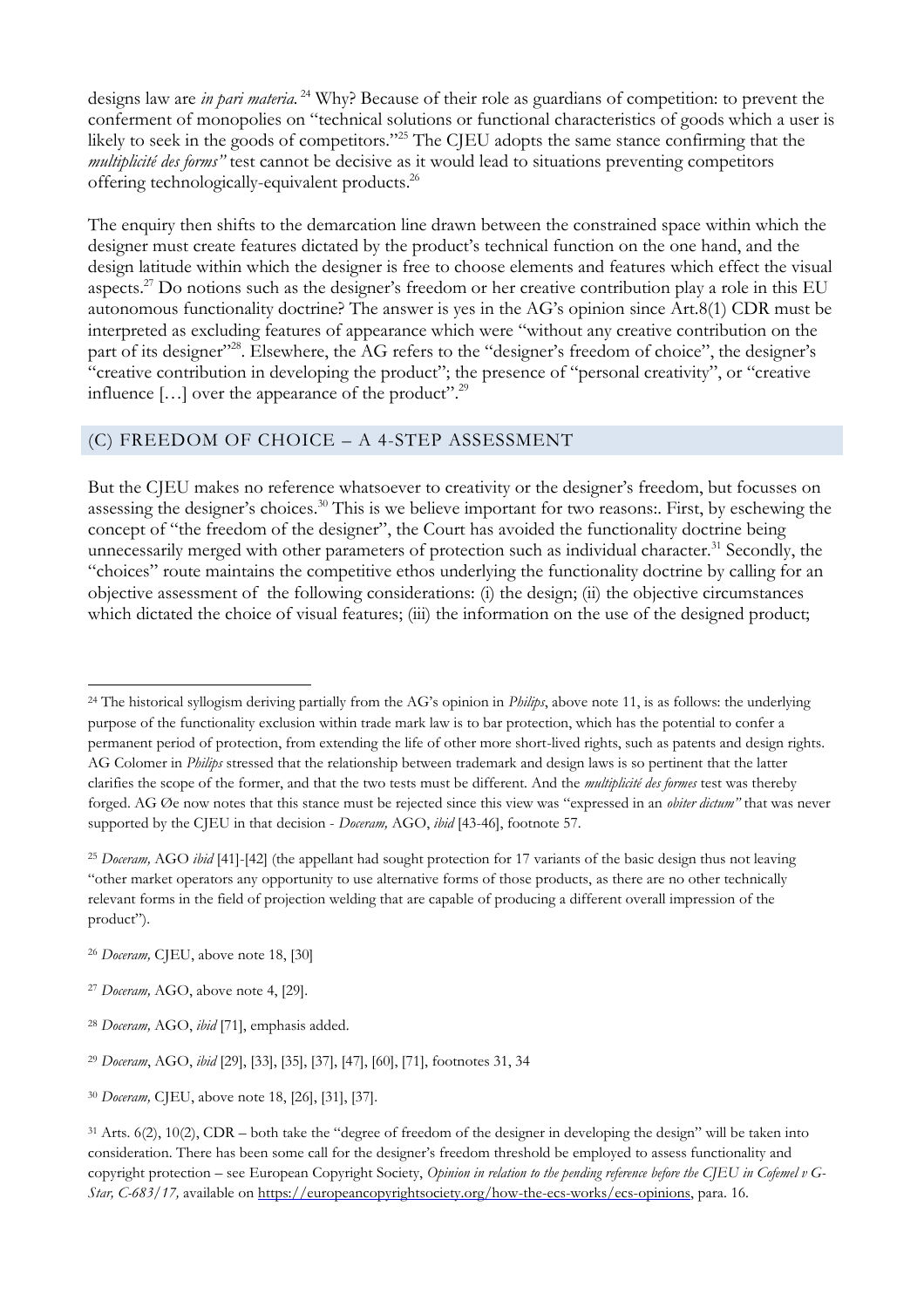designs law are *in pari materia.* [24] Why? Because of their role as guardians of competition: to prevent the conferment of monopolies on "technical solutions or functional characteristics of goods which a user is likely to seek in the goods of competitors."[25] The CJEU adopts the same stance confirming that the *multiplicité des forms"* test cannot be decisive as it would lead to situations preventing competitors offering technologically-equivalent products.[26]

The enquiry then shifts to the demarcation line drawn between the constrained space within which the designer must create features dictated by the product's technical function on the one hand, and the design latitude within which the designer is free to choose elements and features which effect the visual aspects.[27] Do notions such as the designer's freedom or her creative contribution play a role in this EU autonomous functionality doctrine? The answer is yes in the AG's opinion since Art.8(1) CDR must be interpreted as excluding features of appearance which were "without any creative contribution on the part of its designer"[28]. Elsewhere, the AG refers to the "designer's freedom of choice", the designer's "creative contribution in developing the product"; the presence of "personal creativity", or "creative influence […] over the appearance of the product".[29]

## (C) FREEDOM OF CHOICE – A 4-STEP ASSESSMENT

But the CJEU makes no reference whatsoever to creativity or the designer's freedom, but focusses on assessing the designer's choices.[30] This is we believe important for two reasons:. First, by eschewing the concept of "the freedom of the designer", the Court has avoided the functionality doctrine being unnecessarily merged with other parameters of protection such as individual character.[31] Secondly, the "choices" route maintains the competitive ethos underlying the functionality doctrine by calling for an objective assessment of the following considerations: (i) the design; (ii) the objective circumstances which dictated the choice of visual features; (iii) the information on the use of the designed product;

---

[24] The historical syllogism deriving partially from the AG's opinion in *Philips*, above note 11, is as follows: the underlying purpose of the functionality exclusion within trade mark law is to bar protection, which has the potential to confer a permanent period of protection, from extending the life of other more short-lived rights, such as patents and design rights. AG Colomer in *Philips* stressed that the relationship between trademark and design laws is so pertinent that the latter clarifies the scope of the former, and that the two tests must be different. And the *multiplicité des formes* test was thereby forged. AG Øe now notes that this stance must be rejected since this view was "expressed in an *obiter dictum"* that was never supported by the CJEU in that decision - *Doceram,* AGO, *ibid* [43-46], footnote 57.

[25] *Doceram,* AGO *ibid* [41]-[42] (the appellant had sought protection for 17 variants of the basic design thus not leaving "other market operators any opportunity to use alternative forms of those products, as there are no other technically relevant forms in the field of projection welding that are capable of producing a different overall impression of the product").

[26] *Doceram,* CJEU, above note 18, [30]

[27] *Doceram,* AGO, above note 4, [29].

[28] *Doceram,* AGO, *ibid* [71], emphasis added.

[29] *Doceram*, AGO, *ibid* [29], [33], [35], [37], [47], [60], [71], footnotes 31, 34

[30] *Doceram,* CJEU, above note 18, [26], [31], [37].

[31] Arts. 6(2), 10(2), CDR – both take the "degree of freedom of the designer in developing the design" will be taken into consideration. There has been some call for the designer's freedom threshold to be employed to assess functionality and copyright protection – see European Copyright Society, *Opinion in relation to the pending reference before the CJEU in Cofemel v G-Star, C-683/17,* available on https://europeancopyrightsociety.org/how-the-ecs-works/ecs-opinions, para. 16.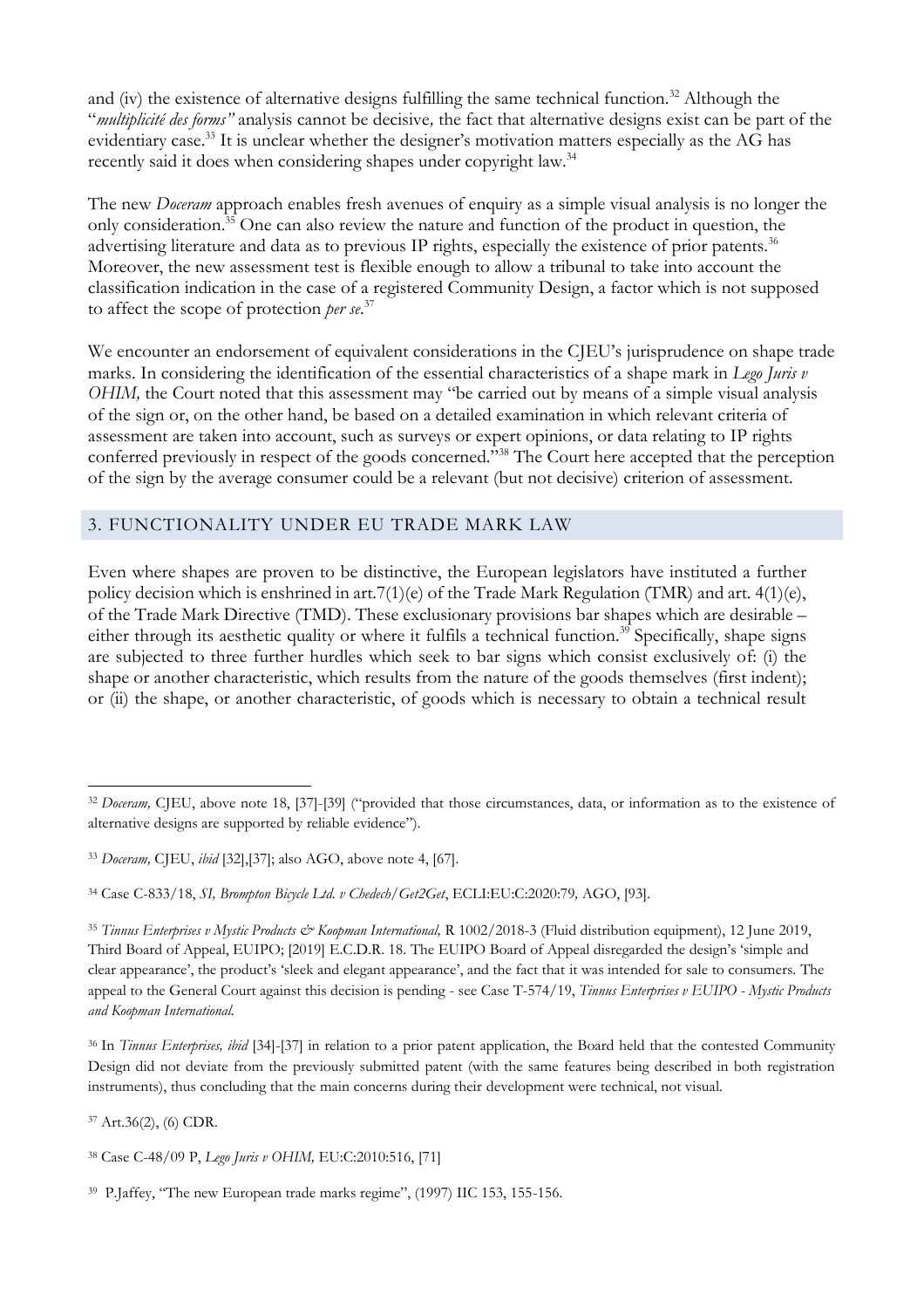and (iv) the existence of alternative designs fulfilling the same technical function.[32] Although the "*multiplicité des forms"* analysis cannot be decisive*,* the fact that alternative designs exist can be part of the evidentiary case.[33] It is unclear whether the designer's motivation matters especially as the AG has recently said it does when considering shapes under copyright law.[34]

The new *Doceram* approach enables fresh avenues of enquiry as a simple visual analysis is no longer the only consideration.[35] One can also review the nature and function of the product in question, the advertising literature and data as to previous IP rights, especially the existence of prior patents.[36] Moreover, the new assessment test is flexible enough to allow a tribunal to take into account the classification indication in the case of a registered Community Design, a factor which is not supposed to affect the scope of protection *per se*.[37]

We encounter an endorsement of equivalent considerations in the CJEU's jurisprudence on shape trade marks. In considering the identification of the essential characteristics of a shape mark in *Lego Juris v OHIM,* the Court noted that this assessment may "be carried out by means of a simple visual analysis of the sign or, on the other hand, be based on a detailed examination in which relevant criteria of assessment are taken into account, such as surveys or expert opinions, or data relating to IP rights conferred previously in respect of the goods concerned."[38] The Court here accepted that the perception of the sign by the average consumer could be a relevant (but not decisive) criterion of assessment.

## 3. FUNCTIONALITY UNDER EU TRADE MARK LAW

Even where shapes are proven to be distinctive, the European legislators have instituted a further policy decision which is enshrined in art.7(1)(e) of the Trade Mark Regulation (TMR) and art. 4(1)(e), of the Trade Mark Directive (TMD). These exclusionary provisions bar shapes which are desirable – either through its aesthetic quality or where it fulfils a technical function.[39] Specifically, shape signs are subjected to three further hurdles which seek to bar signs which consist exclusively of: (i) the shape or another characteristic, which results from the nature of the goods themselves (first indent); or (ii) the shape, or another characteristic, of goods which is necessary to obtain a technical result

---

[32] *Doceram,* CJEU, above note 18, [37]-[39] ("provided that those circumstances, data, or information as to the existence of alternative designs are supported by reliable evidence").

[33] *Doceram,* CJEU, *ibid* [32],[37]; also AGO, above note 4, [67].

[34] Case C-833/18, *SI, Brompton Bicycle Ltd. v Chedech/Get2Get*, ECLI:EU:C:2020:79*,* AGO, [93].

[35] *Tinnus Enterprises v Mystic Products & Koopman International,* R 1002/2018-3 (Fluid distribution equipment), 12 June 2019, Third Board of Appeal, EUIPO; [2019] E.C.D.R. 18. The EUIPO Board of Appeal disregarded the design's 'simple and clear appearance', the product's 'sleek and elegant appearance', and the fact that it was intended for sale to consumers. The appeal to the General Court against this decision is pending - see Case T-574/19, *Tinnus Enterprises v EUIPO - Mystic Products and Koopman International.*

[36] In *Tinnus Enterprises, ibid* [34]-[37] in relation to a prior patent application, the Board held that the contested Community Design did not deviate from the previously submitted patent (with the same features being described in both registration instruments), thus concluding that the main concerns during their development were technical, not visual.

[37] Art.36(2), (6) CDR.

[38] Case C-48/09 P, *Lego Juris v OHIM,* EU:C:2010:516, [71]

[39] P.Jaffey, "The new European trade marks regime", (1997) IIC 153, 155-156.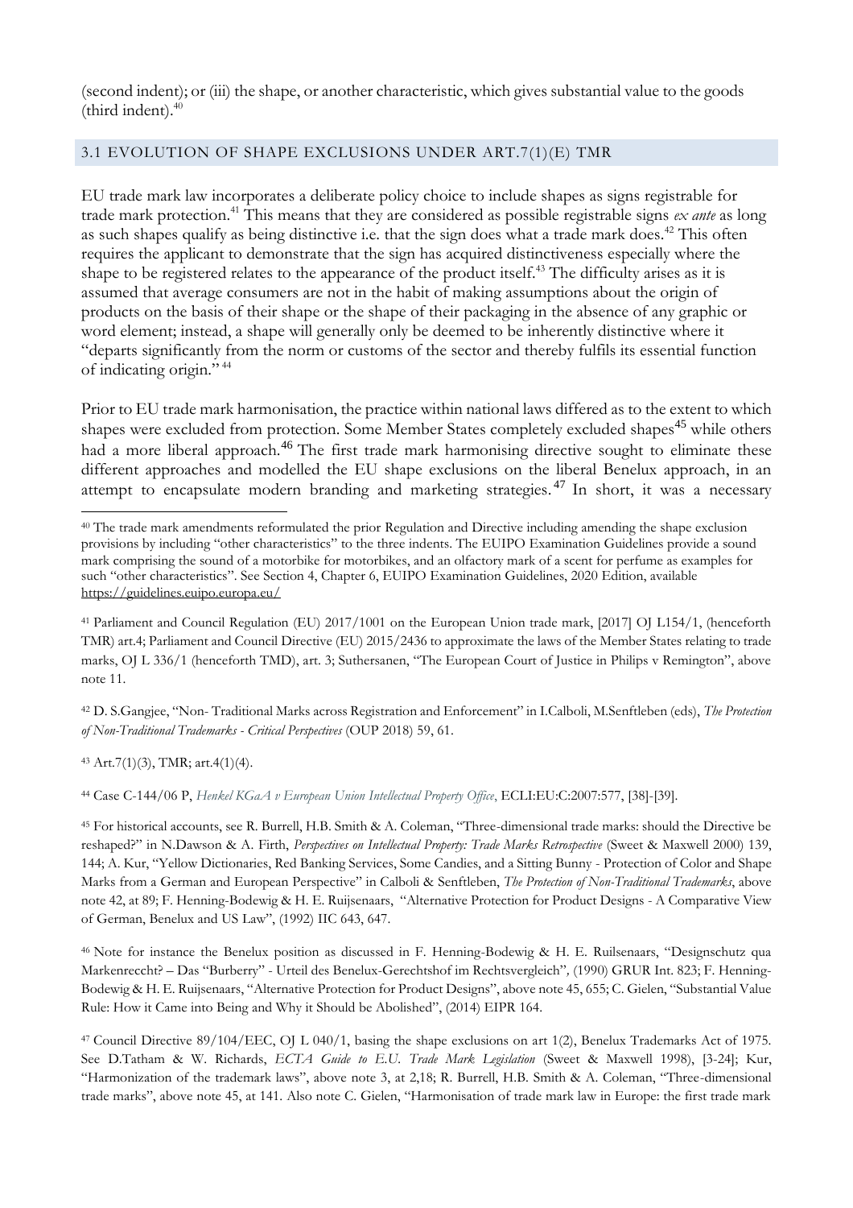(second indent); or (iii) the shape, or another characteristic, which gives substantial value to the goods (third indent).[40]

## 3.1 EVOLUTION OF SHAPE EXCLUSIONS UNDER ART.7(1)(E) TMR

EU trade mark law incorporates a deliberate policy choice to include shapes as signs registrable for trade mark protection.[41] This means that they are considered as possible registrable signs *ex ante* as long as such shapes qualify as being distinctive i.e. that the sign does what a trade mark does.[42] This often requires the applicant to demonstrate that the sign has acquired distinctiveness especially where the shape to be registered relates to the appearance of the product itself.[43] The difficulty arises as it is assumed that average consumers are not in the habit of making assumptions about the origin of products on the basis of their shape or the shape of their packaging in the absence of any graphic or word element; instead, a shape will generally only be deemed to be inherently distinctive where it "departs significantly from the norm or customs of the sector and thereby fulfils its essential function of indicating origin." [44]

Prior to EU trade mark harmonisation, the practice within national laws differed as to the extent to which shapes were excluded from protection. Some Member States completely excluded shapes[45] while others had a more liberal approach.[46] The first trade mark harmonising directive sought to eliminate these different approaches and modelled the EU shape exclusions on the liberal Benelux approach, in an attempt to encapsulate modern branding and marketing strategies.[47] In short, it was a necessary

---

[40] The trade mark amendments reformulated the prior Regulation and Directive including amending the shape exclusion provisions by including "other characteristics" to the three indents. The EUIPO Examination Guidelines provide a sound mark comprising the sound of a motorbike for motorbikes, and an olfactory mark of a scent for perfume as examples for such "other characteristics". See Section 4, Chapter 6, EUIPO Examination Guidelines, 2020 Edition, available https://guidelines.euipo.europa.eu/

[41] Parliament and Council Regulation (EU) 2017/1001 on the European Union trade mark, [2017] OJ L154/1, (henceforth TMR) art.4; Parliament and Council Directive (EU) 2015/2436 to approximate the laws of the Member States relating to trade marks, OJ L 336/1 (henceforth TMD), art. 3; Suthersanen, "The European Court of Justice in Philips v Remington", above note 11.

[42] D. S.Gangjee, "Non- Traditional Marks across Registration and Enforcement" in I.Calboli, M.Senftleben (eds), *The Protection of Non-Traditional Trademarks - Critical Perspectives* (OUP 2018) 59, 61.

[43] Art.7(1)(3), TMR; art.4(1)(4).

[44] Case C-144/06 P, *Henkel KGaA v European Union Intellectual Property Office*, ECLI:EU:C:2007:577, [38]-[39].

[45] For historical accounts, see R. Burrell, H.B. Smith & A. Coleman, "Three-dimensional trade marks: should the Directive be reshaped?" in N.Dawson & A. Firth, *Perspectives on Intellectual Property: Trade Marks Retrospective* (Sweet & Maxwell 2000) 139, 144; A. Kur, "Yellow Dictionaries, Red Banking Services, Some Candies, and a Sitting Bunny - Protection of Color and Shape Marks from a German and European Perspective" in Calboli & Senftleben, *The Protection of Non-Traditional Trademarks*, above note 42, at 89; F. Henning-Bodewig & H. E. Ruijsenaars, "Alternative Protection for Product Designs - A Comparative View of German, Benelux and US Law", (1992) IIC 643, 647.

[46] Note for instance the Benelux position as discussed in F. Henning-Bodewig & H. E. Ruilsenaars, "Designschutz qua Markenreccht? – Das "Burberry" - Urteil des Benelux-Gerechtshof im Rechtsvergleich", (1990) GRUR Int. 823; F. Henning-Bodewig & H. E. Ruijsenaars, "Alternative Protection for Product Designs", above note 45, 655; C. Gielen, "Substantial Value Rule: How it Came into Being and Why it Should be Abolished", (2014) EIPR 164.

[47] Council Directive 89/104/EEC, OJ L 040/1, basing the shape exclusions on art 1(2), Benelux Trademarks Act of 1975. See D.Tatham & W. Richards, *ECTA Guide to E.U. Trade Mark Legislation* (Sweet & Maxwell 1998), [3-24]; Kur, "Harmonization of the trademark laws", above note 3, at 2,18; R. Burrell, H.B. Smith & A. Coleman, "Three-dimensional trade marks", above note 45, at 141. Also note C. Gielen, "Harmonisation of trade mark law in Europe: the first trade mark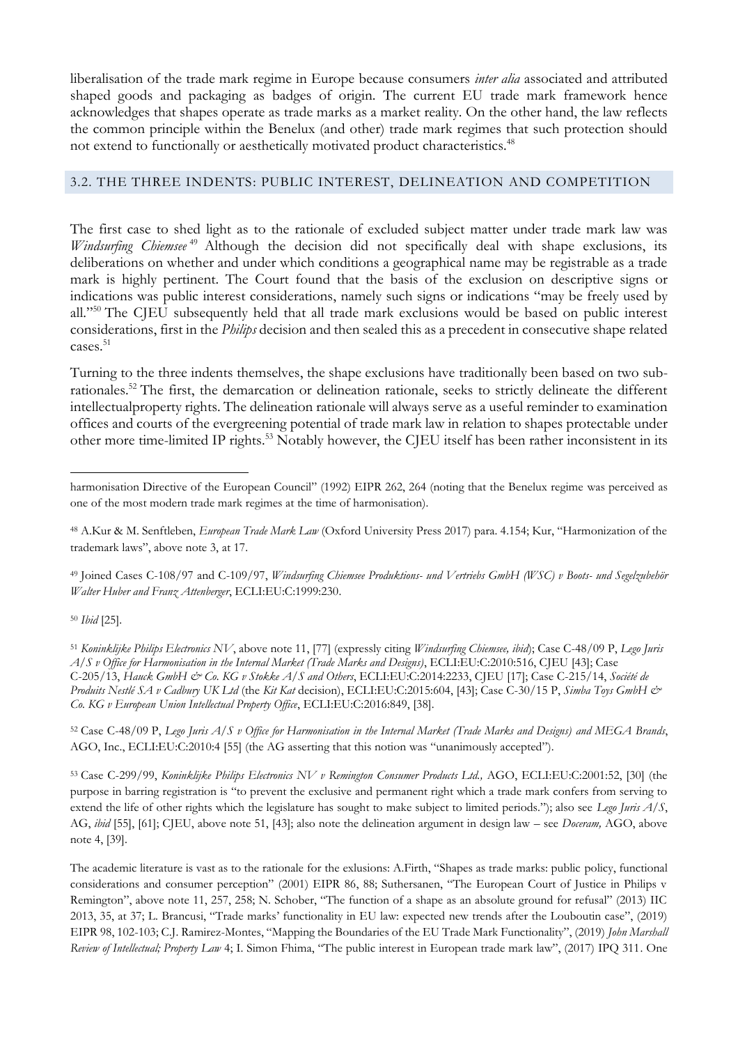liberalisation of the trade mark regime in Europe because consumers *inter alia* associated and attributed shaped goods and packaging as badges of origin. The current EU trade mark framework hence acknowledges that shapes operate as trade marks as a market reality. On the other hand, the law reflects the common principle within the Benelux (and other) trade mark regimes that such protection should not extend to functionally or aesthetically motivated product characteristics.[48]

## 3.2. THE THREE INDENTS: PUBLIC INTEREST, DELINEATION AND COMPETITION

The first case to shed light as to the rationale of excluded subject matter under trade mark law was *Windsurfing Chiemsee*[49] Although the decision did not specifically deal with shape exclusions, its deliberations on whether and under which conditions a geographical name may be registrable as a trade mark is highly pertinent. The Court found that the basis of the exclusion on descriptive signs or indications was public interest considerations, namely such signs or indications "may be freely used by all."[50] The CJEU subsequently held that all trade mark exclusions would be based on public interest considerations, first in the *Philips* decision and then sealed this as a precedent in consecutive shape related cases.[51]

Turning to the three indents themselves, the shape exclusions have traditionally been based on two sub-rationales.[52] The first, the demarcation or delineation rationale, seeks to strictly delineate the different intellectualproperty rights. The delineation rationale will always serve as a useful reminder to examination offices and courts of the evergreening potential of trade mark law in relation to shapes protectable under other more time-limited IP rights.[53] Notably however, the CJEU itself has been rather inconsistent in its

harmonisation Directive of the European Council" (1992) EIPR 262, 264 (noting that the Benelux regime was perceived as one of the most modern trade mark regimes at the time of harmonisation).

[48] A.Kur & M. Senftleben, *European Trade Mark Law* (Oxford University Press 2017) para. 4.154; Kur, "Harmonization of the trademark laws", above note 3, at 17.

[49] Joined Cases C-108/97 and C-109/97, *Windsurfing Chiemsee Produktions- und Vertriebs GmbH (WSC) v Boots- und Segelzubehör Walter Huber and Franz Attenberger*, ECLI:EU:C:1999:230.

[50] *Ibid* [25].

[51] *Koninklijke Philips Electronics NV*, above note 11, [77] (expressly citing *Windsurfing Chiemsee, ibid*); Case C-48/09 P, *Lego Juris A/S v Office for Harmonisation in the Internal Market (Trade Marks and Designs)*, ECLI:EU:C:2010:516, CJEU [43]; Case C-205/13, *Hauck GmbH & Co. KG v Stokke A/S and Others*, ECLI:EU:C:2014:2233, CJEU [17]; Case C-215/14, *Société de Produits Nestlé SA v Cadbury UK Ltd* (the *Kit Kat* decision), ECLI:EU:C:2015:604, [43]; Case C-30/15 P, *Simba Toys GmbH & Co. KG v European Union Intellectual Property Office*, ECLI:EU:C:2016:849, [38].

[52] Case C-48/09 P, *Lego Juris A/S v Office for Harmonisation in the Internal Market (Trade Marks and Designs) and MEGA Brands*, AGO, Inc., ECLI:EU:C:2010:4 [55] (the AG asserting that this notion was "unanimously accepted").

[53] Case C-299/99, *Koninklijke Philips Electronics NV v Remington Consumer Products Ltd.,* AGO, ECLI:EU:C:2001:52, [30] (the purpose in barring registration is "to prevent the exclusive and permanent right which a trade mark confers from serving to extend the life of other rights which the legislature has sought to make subject to limited periods."); also see *Lego Juris A/S*, AG, *ibid* [55], [61]; CJEU, above note 51, [43]; also note the delineation argument in design law – see *Doceram,* AGO, above note 4, [39].

The academic literature is vast as to the rationale for the exlusions: A.Firth, "Shapes as trade marks: public policy, functional considerations and consumer perception" (2001) EIPR 86, 88; Suthersanen, "The European Court of Justice in Philips v Remington", above note 11, 257, 258; N. Schober, "The function of a shape as an absolute ground for refusal" (2013) IIC 2013, 35, at 37; L. Brancusi, "Trade marks' functionality in EU law: expected new trends after the Louboutin case", (2019) EIPR 98, 102-103; C.J. Ramirez-Montes, "Mapping the Boundaries of the EU Trade Mark Functionality", (2019) *John Marshall Review of Intellectual; Property Law* 4; I. Simon Fhima, "The public interest in European trade mark law", (2017) IPQ 311. One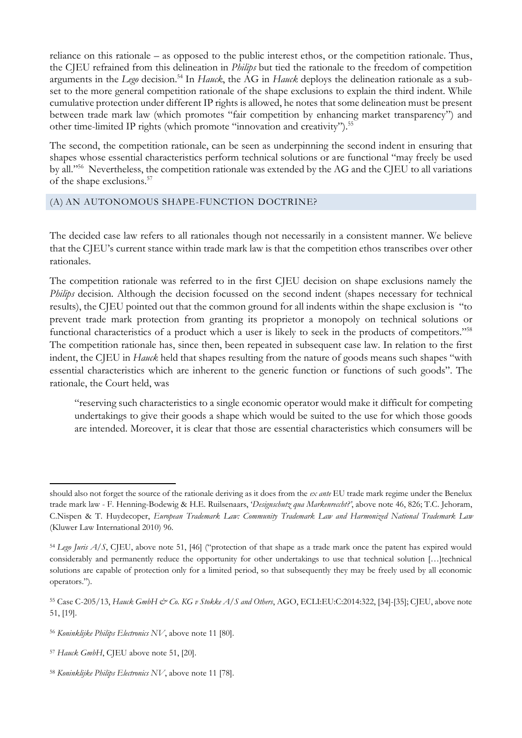reliance on this rationale – as opposed to the public interest ethos, or the competition rationale. Thus, the CJEU refrained from this delineation in *Philips* but tied the rationale to the freedom of competition arguments in the *Lego* decision.[54] In *Hauck*, the AG in *Hauck* deploys the delineation rationale as a sub-set to the more general competition rationale of the shape exclusions to explain the third indent. While cumulative protection under different IP rights is allowed, he notes that some delineation must be present between trade mark law (which promotes "fair competition by enhancing market transparency") and other time-limited IP rights (which promote "innovation and creativity").[55]

The second, the competition rationale, can be seen as underpinning the second indent in ensuring that shapes whose essential characteristics perform technical solutions or are functional "may freely be used by all."[56] Nevertheless, the competition rationale was extended by the AG and the CJEU to all variations of the shape exclusions.[57]

### (A) AN AUTONOMOUS SHAPE-FUNCTION DOCTRINE?

The decided case law refers to all rationales though not necessarily in a consistent manner. We believe that the CJEU's current stance within trade mark law is that the competition ethos transcribes over other rationales.

The competition rationale was referred to in the first CJEU decision on shape exclusions namely the *Philips* decision. Although the decision focussed on the second indent (shapes necessary for technical results), the CJEU pointed out that the common ground for all indents within the shape exclusion is "to prevent trade mark protection from granting its proprietor a monopoly on technical solutions or functional characteristics of a product which a user is likely to seek in the products of competitors."[58] The competition rationale has, since then, been repeated in subsequent case law. In relation to the first indent, the CJEU in *Hauck* held that shapes resulting from the nature of goods means such shapes "with essential characteristics which are inherent to the generic function or functions of such goods". The rationale, the Court held, was

> "reserving such characteristics to a single economic operator would make it difficult for competing undertakings to give their goods a shape which would be suited to the use for which those goods are intended. Moreover, it is clear that those are essential characteristics which consumers will be

---

should also not forget the source of the rationale deriving as it does from the *ex ante* EU trade mark regime under the Benelux trade mark law - F. Henning-Bodewig & H.E. Ruilsenaars, '*Designschutz qua Markenrecht?*', above note 46, 826; T.C. Jehoram, C.Nispen & T. Huydecoper, *European Trademark Law: Community Trademark Law and Harmonized National Trademark Law* (Kluwer Law International 2010) 96.

[54] *Lego Juris A/S*, CJEU, above note 51, [46] ("protection of that shape as a trade mark once the patent has expired would considerably and permanently reduce the opportunity for other undertakings to use that technical solution […]technical solutions are capable of protection only for a limited period, so that subsequently they may be freely used by all economic operators.").

[55] Case C-205/13, *Hauck GmbH & Co. KG v Stokke A/S and Others*, AGO, ECLI:EU:C:2014:322, [34]-[35]; CJEU, above note 51, [19].

[56] *Koninklijke Philips Electronics NV*, above note 11 [80].

[57] *Hauck GmbH*, CJEU above note 51, [20].

[58] *Koninklijke Philips Electronics NV*, above note 11 [78].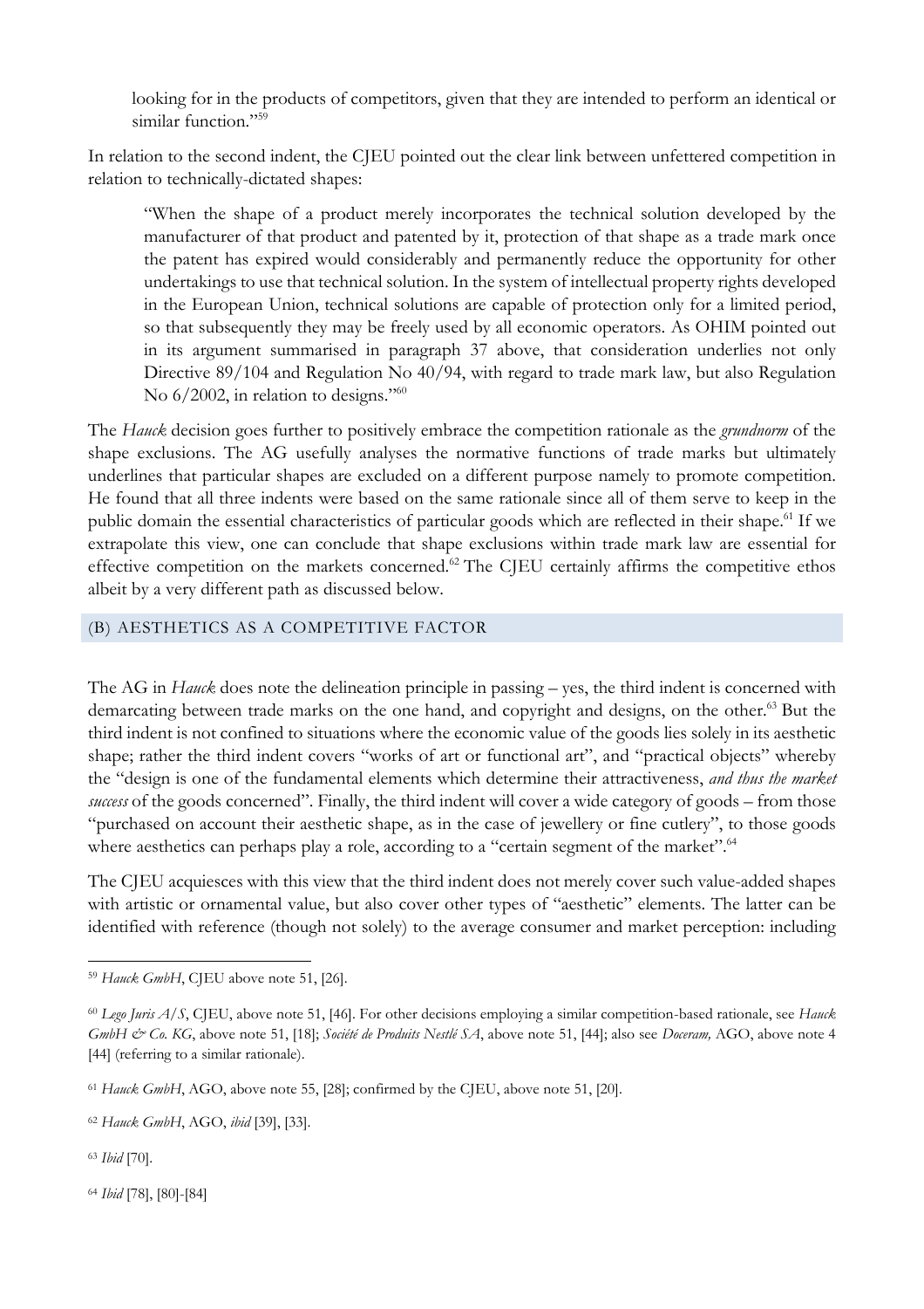> looking for in the products of competitors, given that they are intended to perform an identical or similar function."[59]

In relation to the second indent, the CJEU pointed out the clear link between unfettered competition in relation to technically-dictated shapes:

> "When the shape of a product merely incorporates the technical solution developed by the manufacturer of that product and patented by it, protection of that shape as a trade mark once the patent has expired would considerably and permanently reduce the opportunity for other undertakings to use that technical solution. In the system of intellectual property rights developed in the European Union, technical solutions are capable of protection only for a limited period, so that subsequently they may be freely used by all economic operators. As OHIM pointed out in its argument summarised in paragraph 37 above, that consideration underlies not only Directive 89/104 and Regulation No 40/94, with regard to trade mark law, but also Regulation No 6/2002, in relation to designs."[60]

The *Hauck* decision goes further to positively embrace the competition rationale as the *grundnorm* of the shape exclusions. The AG usefully analyses the normative functions of trade marks but ultimately underlines that particular shapes are excluded on a different purpose namely to promote competition. He found that all three indents were based on the same rationale since all of them serve to keep in the public domain the essential characteristics of particular goods which are reflected in their shape.[61] If we extrapolate this view, one can conclude that shape exclusions within trade mark law are essential for effective competition on the markets concerned.[62] The CJEU certainly affirms the competitive ethos albeit by a very different path as discussed below.

## (B) AESTHETICS AS A COMPETITIVE FACTOR

The AG in *Hauck* does note the delineation principle in passing – yes, the third indent is concerned with demarcating between trade marks on the one hand, and copyright and designs, on the other.[63] But the third indent is not confined to situations where the economic value of the goods lies solely in its aesthetic shape; rather the third indent covers "works of art or functional art", and "practical objects" whereby the "design is one of the fundamental elements which determine their attractiveness, *and thus the market success* of the goods concerned". Finally, the third indent will cover a wide category of goods – from those "purchased on account their aesthetic shape, as in the case of jewellery or fine cutlery", to those goods where aesthetics can perhaps play a role, according to a "certain segment of the market".[64]

The CJEU acquiesces with this view that the third indent does not merely cover such value-added shapes with artistic or ornamental value, but also cover other types of "aesthetic" elements. The latter can be identified with reference (though not solely) to the average consumer and market perception: including

---

[59] *Hauck GmbH*, CJEU above note 51, [26].

[60] *Lego Juris A/S*, CJEU, above note 51, [46]. For other decisions employing a similar competition-based rationale, see *Hauck GmbH & Co. KG*, above note 51, [18]; *Société de Produits Nestlé SA*, above note 51, [44]; also see *Doceram,* AGO, above note 4 [44] (referring to a similar rationale).

[61] *Hauck GmbH*, AGO, above note 55, [28]; confirmed by the CJEU, above note 51, [20].

[62] *Hauck GmbH*, AGO, *ibid* [39], [33].

[63] *Ibid* [70].

[64] *Ibid* [78], [80]-[84]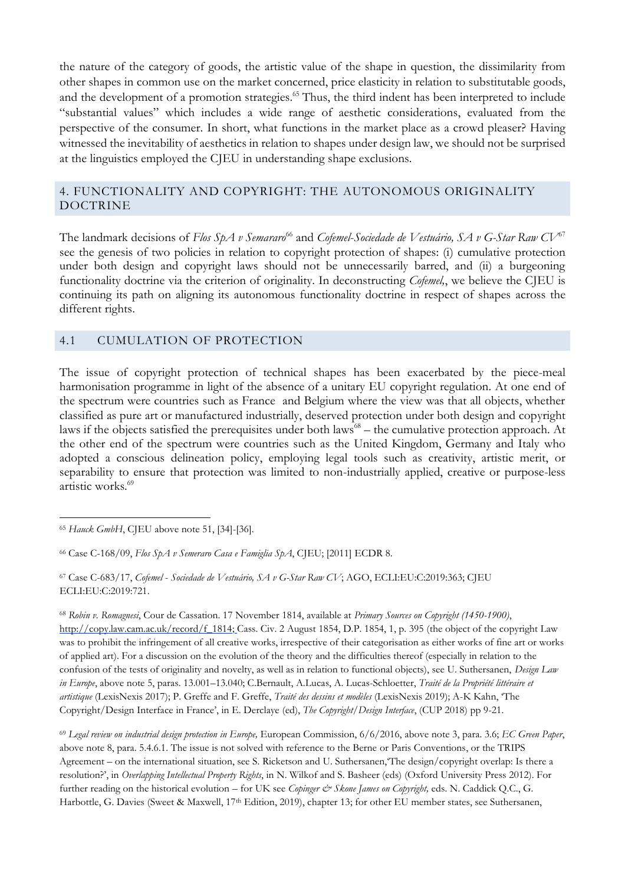the nature of the category of goods, the artistic value of the shape in question, the dissimilarity from other shapes in common use on the market concerned, price elasticity in relation to substitutable goods, and the development of a promotion strategies.[65] Thus, the third indent has been interpreted to include "substantial values" which includes a wide range of aesthetic considerations, evaluated from the perspective of the consumer. In short, what functions in the market place as a crowd pleaser? Having witnessed the inevitability of aesthetics in relation to shapes under design law, we should not be surprised at the linguistics employed the CJEU in understanding shape exclusions.

## 4. FUNCTIONALITY AND COPYRIGHT: THE AUTONOMOUS ORIGINALITY DOCTRINE

The landmark decisions of *Flos SpA v Semararo*[66] and *Cofemel-Sociedade de Vestuário, SA v G-Star Raw CV*[67] see the genesis of two policies in relation to copyright protection of shapes: (i) cumulative protection under both design and copyright laws should not be unnecessarily barred, and (ii) a burgeoning functionality doctrine via the criterion of originality. In deconstructing *Cofemel*, we believe the CJEU is continuing its path on aligning its autonomous functionality doctrine in respect of shapes across the different rights.

### 4.1 CUMULATION OF PROTECTION

The issue of copyright protection of technical shapes has been exacerbated by the piece-meal harmonisation programme in light of the absence of a unitary EU copyright regulation. At one end of the spectrum were countries such as France and Belgium where the view was that all objects, whether classified as pure art or manufactured industrially, deserved protection under both design and copyright laws if the objects satisfied the prerequisites under both laws[68] – the cumulative protection approach. At the other end of the spectrum were countries such as the United Kingdom, Germany and Italy who adopted a conscious delineation policy, employing legal tools such as creativity, artistic merit, or separability to ensure that protection was limited to non-industrially applied, creative or purpose-less artistic works.[69]

---

[65] *Hauck GmbH*, CJEU above note 51, [34]-[36].

[66] Case C-168/09, *Flos SpA v Semeraro Casa e Famiglia SpA*, CJEU; [2011] ECDR 8.

[67] Case C-683/17, *Cofemel - Sociedade de Vestuário, SA v G-Star Raw CV*; AGO, ECLI:EU:C:2019:363; CJEU ECLI:EU:C:2019:721.

[68] *Robin v. Romagnesi*, Cour de Cassation. 17 November 1814, available at *Primary Sources on Copyright (1450-1900)*, http://copy.law.cam.ac.uk/record/f_1814; Cass. Civ. 2 August 1854, D.P. 1854, 1, p. 395 (the object of the copyright Law was to prohibit the infringement of all creative works, irrespective of their categorisation as either works of fine art or works of applied art). For a discussion on the evolution of the theory and the difficulties thereof (especially in relation to the confusion of the tests of originality and novelty, as well as in relation to functional objects), see U. Suthersanen, *Design Law in Europe*, above note 5, paras. 13.001–13.040; C.Bernault, A.Lucas, A. Lucas-Schloetter, *Traité de la Propriété littéraire et artistique* (LexisNexis 2017); P. Greffe and F. Greffe, *Traité des dessins et modèles* (LexisNexis 2019); A-K Kahn, 'The Copyright/Design Interface in France', in E. Derclaye (ed), *The Copyright/Design Interface*, (CUP 2018) pp 9-21.

[69] *Legal review on industrial design protection in Europe,* European Commission, 6/6/2016, above note 3, para. 3.6; *EC Green Paper*, above note 8, para. 5.4.6.1. The issue is not solved with reference to the Berne or Paris Conventions, or the TRIPS Agreement – on the international situation, see S. Ricketson and U. Suthersanen,'The design/copyright overlap: Is there a resolution?', in *Overlapping Intellectual Property Rights*, in N. Wilkof and S. Basheer (eds) (Oxford University Press 2012). For further reading on the historical evolution – for UK see *Copinger & Skone James on Copyright,* eds. N. Caddick Q.C., G. Harbottle, G. Davies (Sweet & Maxwell, 17th Edition, 2019), chapter 13; for other EU member states, see Suthersanen,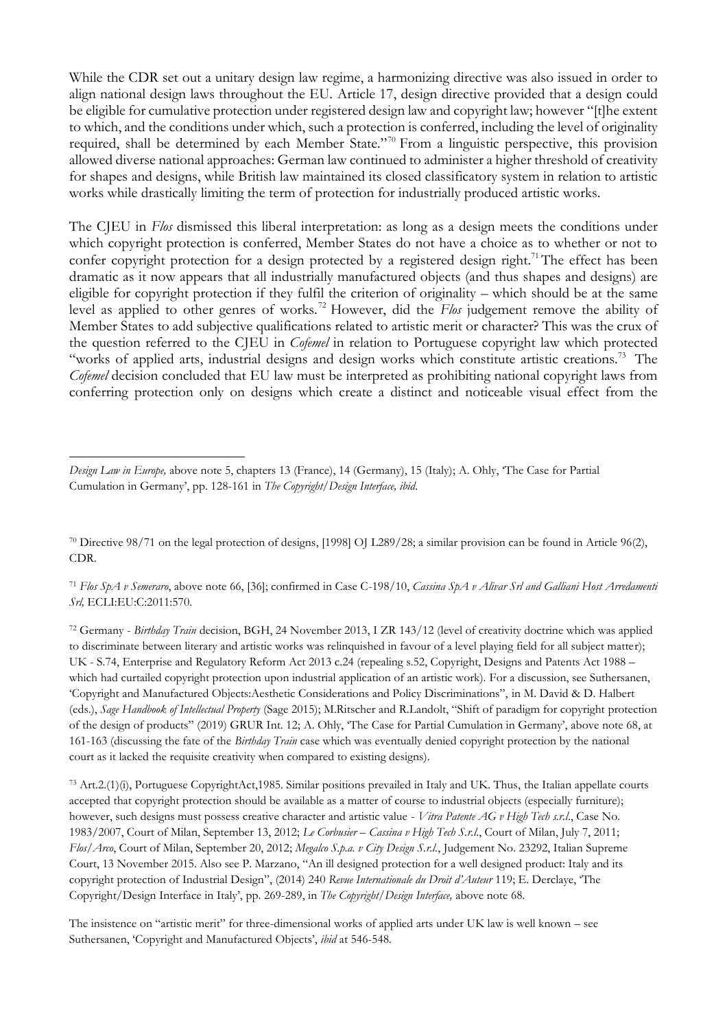While the CDR set out a unitary design law regime, a harmonizing directive was also issued in order to align national design laws throughout the EU. Article 17, design directive provided that a design could be eligible for cumulative protection under registered design law and copyright law; however "[t]he extent to which, and the conditions under which, such a protection is conferred, including the level of originality required, shall be determined by each Member State."[70] From a linguistic perspective, this provision allowed diverse national approaches: German law continued to administer a higher threshold of creativity for shapes and designs, while British law maintained its closed classificatory system in relation to artistic works while drastically limiting the term of protection for industrially produced artistic works.

The CJEU in *Flos* dismissed this liberal interpretation: as long as a design meets the conditions under which copyright protection is conferred, Member States do not have a choice as to whether or not to confer copyright protection for a design protected by a registered design right.[71] The effect has been dramatic as it now appears that all industrially manufactured objects (and thus shapes and designs) are eligible for copyright protection if they fulfil the criterion of originality – which should be at the same level as applied to other genres of works.[72] However, did the *Flos* judgement remove the ability of Member States to add subjective qualifications related to artistic merit or character? This was the crux of the question referred to the CJEU in *Cofemel* in relation to Portuguese copyright law which protected "works of applied arts, industrial designs and design works which constitute artistic creations.[73] The *Cofemel* decision concluded that EU law must be interpreted as prohibiting national copyright laws from conferring protection only on designs which create a distinct and noticeable visual effect from the

---

*Design Law in Europe,* above note 5, chapters 13 (France), 14 (Germany), 15 (Italy); A. Ohly, 'The Case for Partial Cumulation in Germany', pp. 128-161 in *The Copyright/Design Interface, ibid*.

[70] Directive 98/71 on the legal protection of designs, [1998] OJ L289/28; a similar provision can be found in Article 96(2), CDR.

[71] *Flos SpA v Semeraro*, above note 66, [36]; confirmed in Case C-198/10, *Cassina SpA v Alivar Srl and Galliani Host Arredamenti Srl,* ECLI:EU:C:2011:570.

[72] Germany - *Birthday Train* decision, BGH, 24 November 2013, I ZR 143/12 (level of creativity doctrine which was applied to discriminate between literary and artistic works was relinquished in favour of a level playing field for all subject matter); UK - S.74, Enterprise and Regulatory Reform Act 2013 c.24 (repealing s.52, Copyright, Designs and Patents Act 1988 – which had curtailed copyright protection upon industrial application of an artistic work). For a discussion, see Suthersanen, 'Copyright and Manufactured Objects:Aesthetic Considerations and Policy Discriminations", in M. David & D. Halbert (eds.), *Sage Handbook of Intellectual Property* (Sage 2015); M.Ritscher and R.Landolt, "Shift of paradigm for copyright protection of the design of products" (2019) GRUR Int. 12; A. Ohly, 'The Case for Partial Cumulation in Germany', above note 68, at 161-163 (discussing the fate of the *Birthday Train* case which was eventually denied copyright protection by the national court as it lacked the requisite creativity when compared to existing designs).

[73] Art.2.(1)(i), Portuguese CopyrightAct,1985. Similar positions prevailed in Italy and UK. Thus, the Italian appellate courts accepted that copyright protection should be available as a matter of course to industrial objects (especially furniture); however, such designs must possess creative character and artistic value - *Vitra Patente AG v High Tech s.r.l*., Case No. 1983/2007, Court of Milan, September 13, 2012; *Le Corbusier – Cassina v High Tech S.r.l.*, Court of Milan, July 7, 2011; *Flos/Arco*, Court of Milan, September 20, 2012; *Megalco S.p.a. v City Design S.r.l.*, Judgement No. 23292, Italian Supreme Court, 13 November 2015. Also see P. Marzano, "An ill designed protection for a well designed product: Italy and its copyright protection of Industrial Design", (2014) 240 *Revue Internationale du Droit d'Auteur* 119; E. Derclaye, 'The Copyright/Design Interface in Italy', pp. 269-289, in *The Copyright/Design Interface,* above note 68.

The insistence on "artistic merit" for three-dimensional works of applied arts under UK law is well known – see Suthersanen, 'Copyright and Manufactured Objects', *ibid* at 546-548.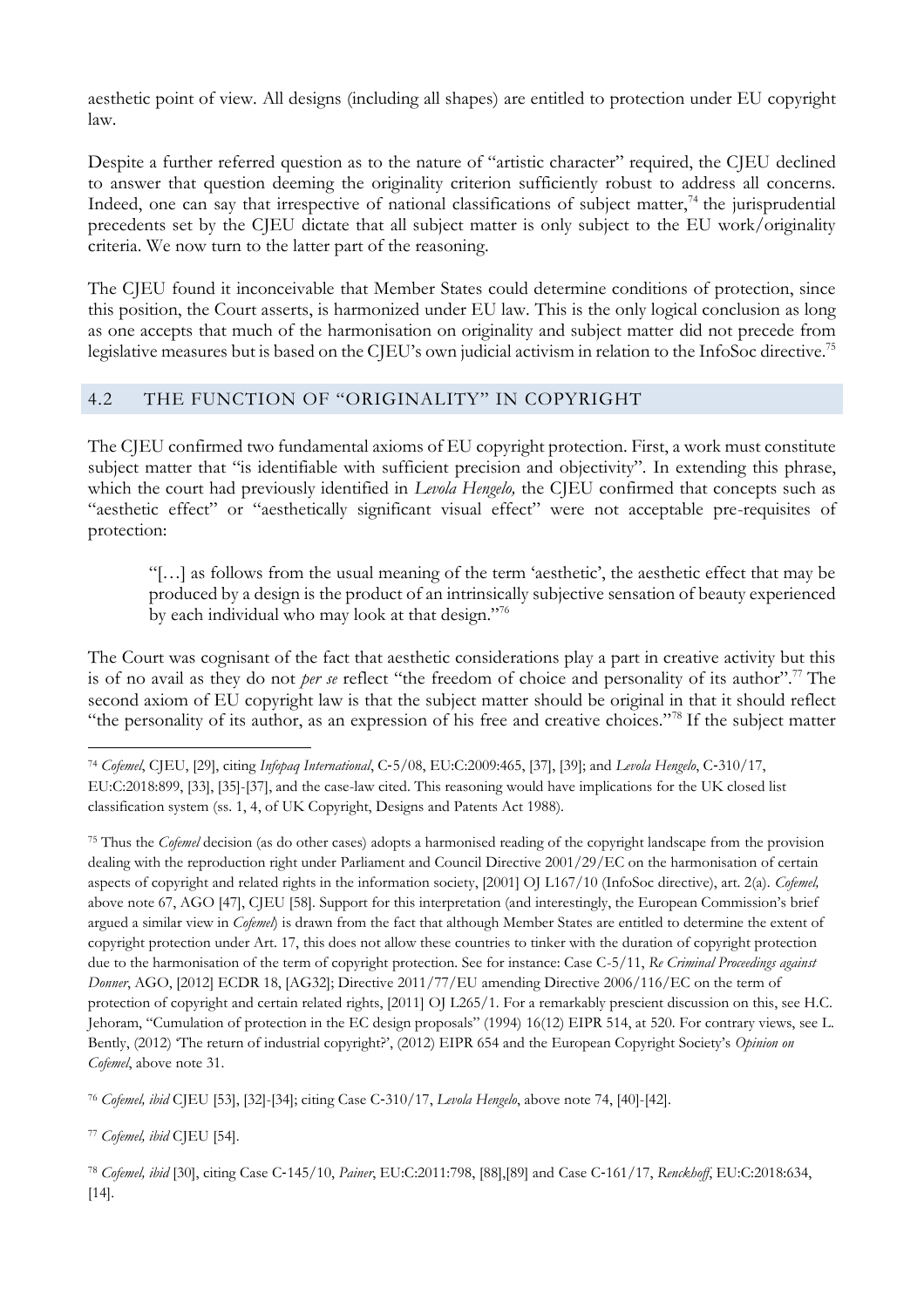aesthetic point of view. All designs (including all shapes) are entitled to protection under EU copyright law.

Despite a further referred question as to the nature of "artistic character" required, the CJEU declined to answer that question deeming the originality criterion sufficiently robust to address all concerns. Indeed, one can say that irrespective of national classifications of subject matter,[74] the jurisprudential precedents set by the CJEU dictate that all subject matter is only subject to the EU work/originality criteria. We now turn to the latter part of the reasoning.

The CJEU found it inconceivable that Member States could determine conditions of protection, since this position, the Court asserts, is harmonized under EU law. This is the only logical conclusion as long as one accepts that much of the harmonisation on originality and subject matter did not precede from legislative measures but is based on the CJEU's own judicial activism in relation to the InfoSoc directive.[75]

## 4.2 THE FUNCTION OF "ORIGINALITY" IN COPYRIGHT

The CJEU confirmed two fundamental axioms of EU copyright protection. First, a work must constitute subject matter that "is identifiable with sufficient precision and objectivity". In extending this phrase, which the court had previously identified in *Levola Hengelo,* the CJEU confirmed that concepts such as "aesthetic effect" or "aesthetically significant visual effect" were not acceptable pre-requisites of protection:

> "[…] as follows from the usual meaning of the term 'aesthetic', the aesthetic effect that may be produced by a design is the product of an intrinsically subjective sensation of beauty experienced by each individual who may look at that design."[76]

The Court was cognisant of the fact that aesthetic considerations play a part in creative activity but this is of no avail as they do not *per se* reflect "the freedom of choice and personality of its author".[77] The second axiom of EU copyright law is that the subject matter should be original in that it should reflect "the personality of its author, as an expression of his free and creative choices."[78] If the subject matter

---

[74] *Cofemel*, CJEU, [29], citing *Infopaq International*, C-5/08, EU:C:2009:465, [37], [39]; and *Levola Hengelo*, C-310/17, EU:C:2018:899, [33], [35]-[37], and the case-law cited. This reasoning would have implications for the UK closed list classification system (ss. 1, 4, of UK Copyright, Designs and Patents Act 1988).

[75] Thus the *Cofemel* decision (as do other cases) adopts a harmonised reading of the copyright landscape from the provision dealing with the reproduction right under Parliament and Council Directive 2001/29/EC on the harmonisation of certain aspects of copyright and related rights in the information society, [2001] OJ L167/10 (InfoSoc directive), art. 2(a). *Cofemel,* above note 67, AGO [47], CJEU [58]. Support for this interpretation (and interestingly, the European Commission's brief argued a similar view in *Cofemel*) is drawn from the fact that although Member States are entitled to determine the extent of copyright protection under Art. 17, this does not allow these countries to tinker with the duration of copyright protection due to the harmonisation of the term of copyright protection. See for instance: Case C-5/11, *Re Criminal Proceedings against Donner*, AGO, [2012] ECDR 18, [AG32]; Directive 2011/77/EU amending Directive 2006/116/EC on the term of protection of copyright and certain related rights, [2011] OJ L265/1. For a remarkably prescient discussion on this, see H.C. Jehoram, "Cumulation of protection in the EC design proposals" (1994) 16(12) EIPR 514, at 520. For contrary views, see L. Bently, (2012) 'The return of industrial copyright?', (2012) EIPR 654 and the European Copyright Society's *Opinion on Cofemel*, above note 31.

[76] *Cofemel, ibid* CJEU [53], [32]-[34]; citing Case C-310/17, *Levola Hengelo*, above note 74, [40]-[42].

[77] *Cofemel, ibid* CJEU [54].

[78] *Cofemel, ibid* [30], citing Case C-145/10, *Painer*, EU:C:2011:798, [88],[89] and Case C-161/17, *Renckhoff*, EU:C:2018:634, [14].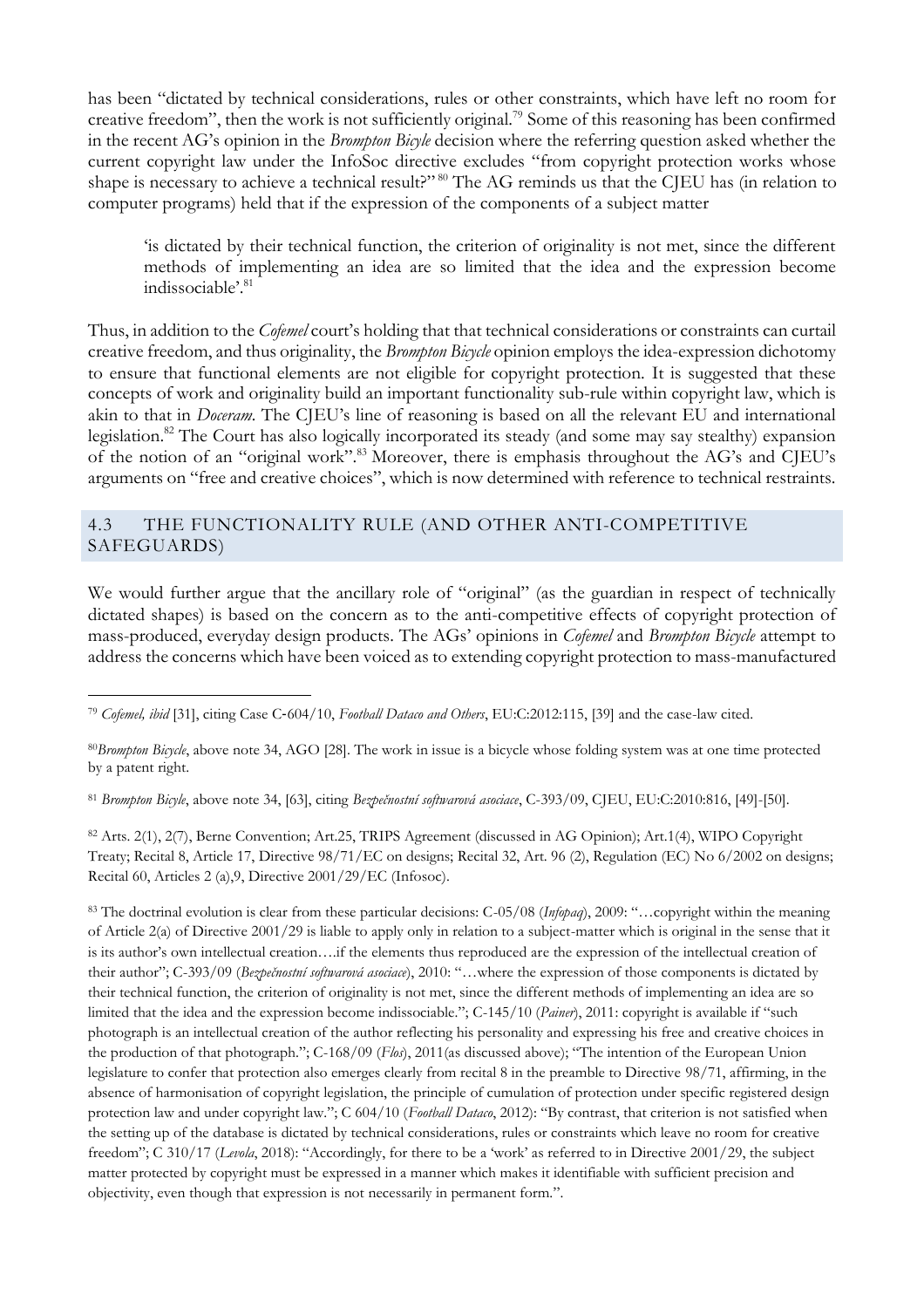has been "dictated by technical considerations, rules or other constraints, which have left no room for creative freedom", then the work is not sufficiently original.[79] Some of this reasoning has been confirmed in the recent AG's opinion in the *Brompton Bicyle* decision where the referring question asked whether the current copyright law under the InfoSoc directive excludes "from copyright protection works whose shape is necessary to achieve a technical result?"[80] The AG reminds us that the CJEU has (in relation to computer programs) held that if the expression of the components of a subject matter

> 'is dictated by their technical function, the criterion of originality is not met, since the different methods of implementing an idea are so limited that the idea and the expression become indissociable'.[81]

Thus, in addition to the *Cofemel* court's holding that that technical considerations or constraints can curtail creative freedom, and thus originality, the *Brompton Bicycle* opinion employs the idea-expression dichotomy to ensure that functional elements are not eligible for copyright protection. It is suggested that these concepts of work and originality build an important functionality sub-rule within copyright law, which is akin to that in *Doceram*. The CJEU's line of reasoning is based on all the relevant EU and international legislation.[82] The Court has also logically incorporated its steady (and some may say stealthy) expansion of the notion of an "original work".[83] Moreover, there is emphasis throughout the AG's and CJEU's arguments on "free and creative choices", which is now determined with reference to technical restraints.

## 4.3 THE FUNCTIONALITY RULE (AND OTHER ANTI-COMPETITIVE SAFEGUARDS)

We would further argue that the ancillary role of "original" (as the guardian in respect of technically dictated shapes) is based on the concern as to the anti-competitive effects of copyright protection of mass-produced, everyday design products. The AGs' opinions in *Cofemel* and *Brompton Bicycle* attempt to address the concerns which have been voiced as to extending copyright protection to mass-manufactured

---

[79] *Cofemel, ibid* [31], citing Case C-604/10, *Football Dataco and Others*, EU:C:2012:115, [39] and the case-law cited.

[80] *Brompton Bicycle*, above note 34, AGO [28]. The work in issue is a bicycle whose folding system was at one time protected by a patent right.

[81] *Brompton Bicyle*, above note 34, [63], citing *Bezpečnostní softwarová asociace*, C-393/09, CJEU, EU:C:2010:816, [49]-[50].

[82] Arts. 2(1), 2(7), Berne Convention; Art.25, TRIPS Agreement (discussed in AG Opinion); Art.1(4), WIPO Copyright Treaty; Recital 8, Article 17, Directive 98/71/EC on designs; Recital 32, Art. 96 (2), Regulation (EC) No 6/2002 on designs; Recital 60, Articles 2 (a),9, Directive 2001/29/EC (Infosoc).

[83] The doctrinal evolution is clear from these particular decisions: C-05/08 (*Infopaq*), 2009: "…copyright within the meaning of Article 2(a) of Directive 2001/29 is liable to apply only in relation to a subject-matter which is original in the sense that it is its author's own intellectual creation….if the elements thus reproduced are the expression of the intellectual creation of their author"; C-393/09 (*Bezpečnostní softwarová asociace*), 2010: "…where the expression of those components is dictated by their technical function, the criterion of originality is not met, since the different methods of implementing an idea are so limited that the idea and the expression become indissociable."; C-145/10 (*Painer*), 2011: copyright is available if "such photograph is an intellectual creation of the author reflecting his personality and expressing his free and creative choices in the production of that photograph."; C-168/09 (*Flos*), 2011(as discussed above); "The intention of the European Union legislature to confer that protection also emerges clearly from recital 8 in the preamble to Directive 98/71, affirming, in the absence of harmonisation of copyright legislation, the principle of cumulation of protection under specific registered design protection law and under copyright law."; C 604/10 (*Football Dataco*, 2012): "By contrast, that criterion is not satisfied when the setting up of the database is dictated by technical considerations, rules or constraints which leave no room for creative freedom"; C 310/17 (*Levola*, 2018): "Accordingly, for there to be a 'work' as referred to in Directive 2001/29, the subject matter protected by copyright must be expressed in a manner which makes it identifiable with sufficient precision and objectivity, even though that expression is not necessarily in permanent form.".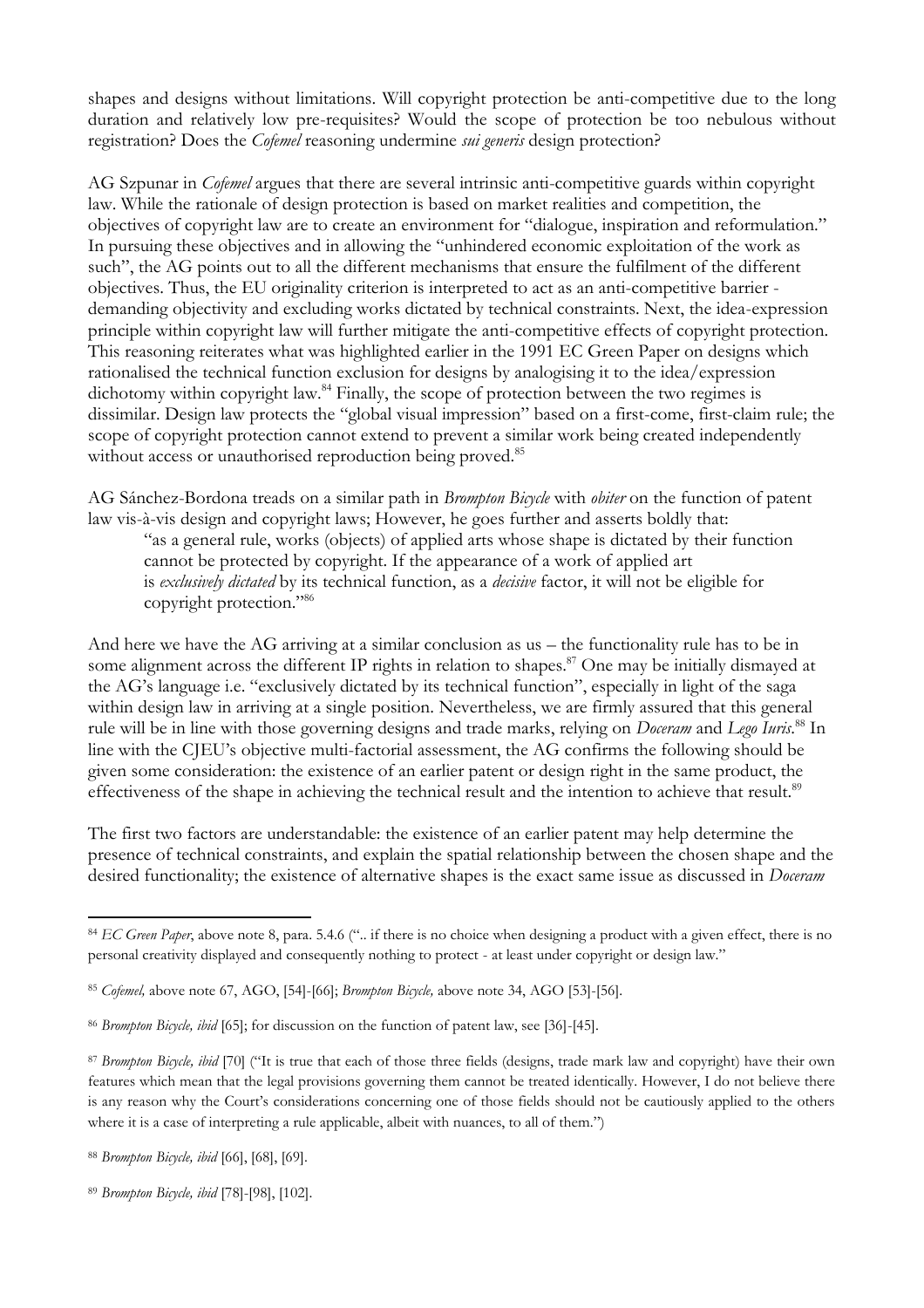shapes and designs without limitations. Will copyright protection be anti-competitive due to the long duration and relatively low pre-requisites? Would the scope of protection be too nebulous without registration? Does the *Cofemel* reasoning undermine *sui generis* design protection?

AG Szpunar in *Cofemel* argues that there are several intrinsic anti-competitive guards within copyright law. While the rationale of design protection is based on market realities and competition, the objectives of copyright law are to create an environment for "dialogue, inspiration and reformulation." In pursuing these objectives and in allowing the "unhindered economic exploitation of the work as such", the AG points out to all the different mechanisms that ensure the fulfilment of the different objectives. Thus, the EU originality criterion is interpreted to act as an anti-competitive barrier - demanding objectivity and excluding works dictated by technical constraints. Next, the idea-expression principle within copyright law will further mitigate the anti-competitive effects of copyright protection. This reasoning reiterates what was highlighted earlier in the 1991 EC Green Paper on designs which rationalised the technical function exclusion for designs by analogising it to the idea/expression dichotomy within copyright law.[84] Finally, the scope of protection between the two regimes is dissimilar. Design law protects the "global visual impression" based on a first-come, first-claim rule; the scope of copyright protection cannot extend to prevent a similar work being created independently without access or unauthorised reproduction being proved.[85]

AG Sánchez-Bordona treads on a similar path in *Brompton Bicycle* with *obiter* on the function of patent law vis-à-vis design and copyright laws; However, he goes further and asserts boldly that:

> "as a general rule, works (objects) of applied arts whose shape is dictated by their function cannot be protected by copyright. If the appearance of a work of applied art is *exclusively dictated* by its technical function, as a *decisive* factor, it will not be eligible for copyright protection."[86]

And here we have the AG arriving at a similar conclusion as us – the functionality rule has to be in some alignment across the different IP rights in relation to shapes.[87] One may be initially dismayed at the AG's language i.e. "exclusively dictated by its technical function", especially in light of the saga within design law in arriving at a single position. Nevertheless, we are firmly assured that this general rule will be in line with those governing designs and trade marks, relying on *Doceram* and *Lego Iuris*.[88] In line with the CJEU's objective multi-factorial assessment, the AG confirms the following should be given some consideration: the existence of an earlier patent or design right in the same product, the effectiveness of the shape in achieving the technical result and the intention to achieve that result.[89]

The first two factors are understandable: the existence of an earlier patent may help determine the presence of technical constraints, and explain the spatial relationship between the chosen shape and the desired functionality; the existence of alternative shapes is the exact same issue as discussed in *Doceram*

---

[84] *EC Green Paper*, above note 8, para. 5.4.6 (".. if there is no choice when designing a product with a given effect, there is no personal creativity displayed and consequently nothing to protect - at least under copyright or design law."

[85] *Cofemel,* above note 67, AGO, [54]-[66]; *Brompton Bicycle,* above note 34, AGO [53]-[56].

[86] *Brompton Bicycle, ibid* [65]; for discussion on the function of patent law, see [36]-[45].

[87] *Brompton Bicycle, ibid* [70] ("It is true that each of those three fields (designs, trade mark law and copyright) have their own features which mean that the legal provisions governing them cannot be treated identically. However, I do not believe there is any reason why the Court's considerations concerning one of those fields should not be cautiously applied to the others where it is a case of interpreting a rule applicable, albeit with nuances, to all of them.")

[88] *Brompton Bicycle, ibid* [66], [68], [69].

[89] *Brompton Bicycle, ibid* [78]-[98], [102].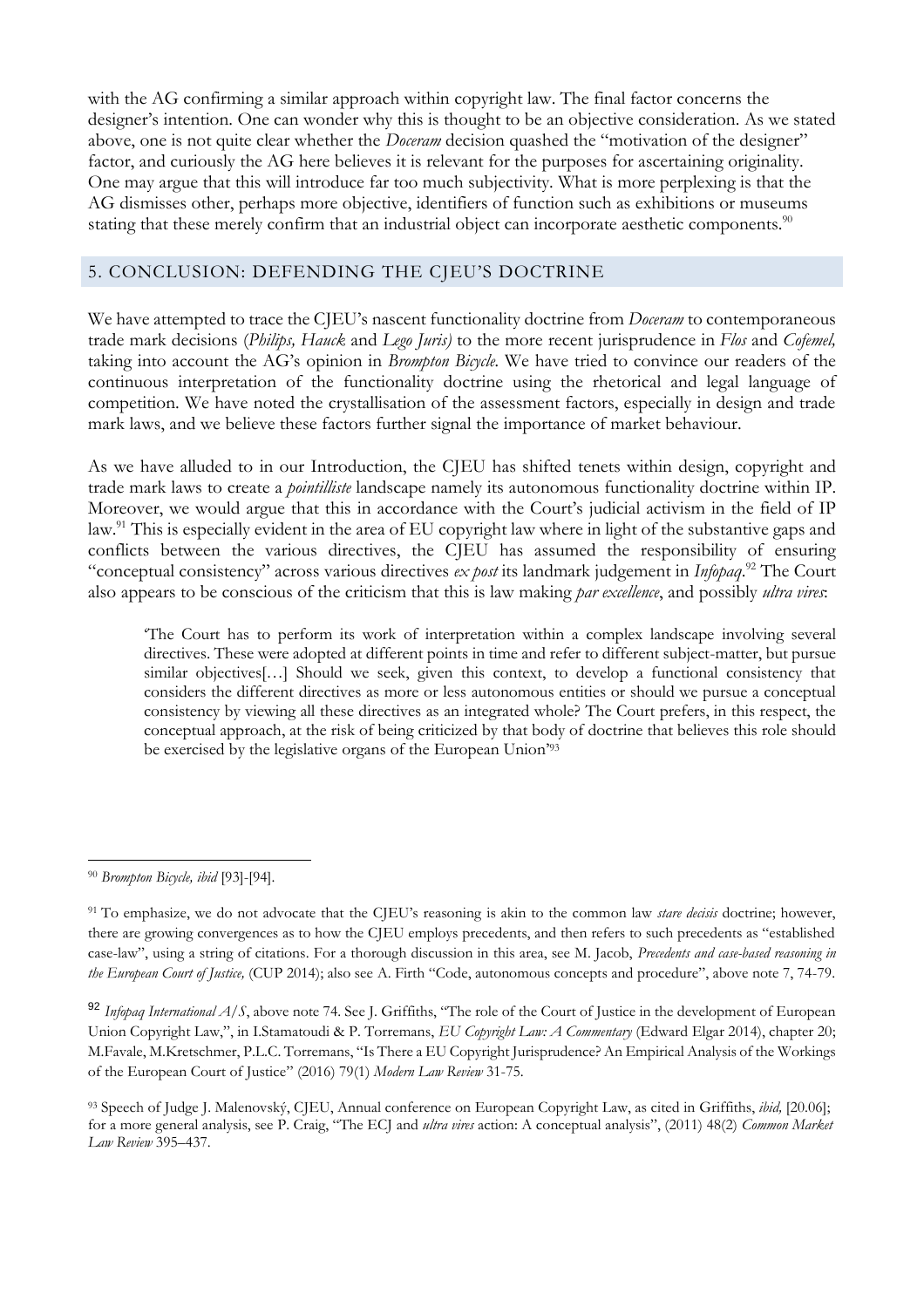with the AG confirming a similar approach within copyright law. The final factor concerns the designer's intention. One can wonder why this is thought to be an objective consideration. As we stated above, one is not quite clear whether the *Doceram* decision quashed the "motivation of the designer" factor, and curiously the AG here believes it is relevant for the purposes for ascertaining originality. One may argue that this will introduce far too much subjectivity. What is more perplexing is that the AG dismisses other, perhaps more objective, identifiers of function such as exhibitions or museums stating that these merely confirm that an industrial object can incorporate aesthetic components.[90]

## 5. CONCLUSION: DEFENDING THE CJEU'S DOCTRINE

We have attempted to trace the CJEU's nascent functionality doctrine from *Doceram* to contemporaneous trade mark decisions (*Philips, Hauck* and *Lego Juris)* to the more recent jurisprudence in *Flos* and *Cofemel,* taking into account the AG's opinion in *Brompton Bicycle.* We have tried to convince our readers of the continuous interpretation of the functionality doctrine using the rhetorical and legal language of competition. We have noted the crystallisation of the assessment factors, especially in design and trade mark laws, and we believe these factors further signal the importance of market behaviour.

As we have alluded to in our Introduction, the CJEU has shifted tenets within design, copyright and trade mark laws to create a *pointilliste* landscape namely its autonomous functionality doctrine within IP. Moreover, we would argue that this in accordance with the Court's judicial activism in the field of IP law.[91] This is especially evident in the area of EU copyright law where in light of the substantive gaps and conflicts between the various directives, the CJEU has assumed the responsibility of ensuring "conceptual consistency" across various directives *ex post* its landmark judgement in *Infopaq*.[92] The Court also appears to be conscious of the criticism that this is law making *par excellence*, and possibly *ultra vires*:

> 'The Court has to perform its work of interpretation within a complex landscape involving several directives. These were adopted at different points in time and refer to different subject-matter, but pursue similar objectives[…] Should we seek, given this context, to develop a functional consistency that considers the different directives as more or less autonomous entities or should we pursue a conceptual consistency by viewing all these directives as an integrated whole? The Court prefers, in this respect, the conceptual approach, at the risk of being criticized by that body of doctrine that believes this role should be exercised by the legislative organs of the European Union'[93]

---

[90] *Brompton Bicycle, ibid* [93]-[94].

[91] To emphasize, we do not advocate that the CJEU's reasoning is akin to the common law *stare decisis* doctrine; however, there are growing convergences as to how the CJEU employs precedents, and then refers to such precedents as "established case-law", using a string of citations. For a thorough discussion in this area, see M. Jacob, *Precedents and case-based reasoning in the European Court of Justice,* (CUP 2014); also see A. Firth "Code, autonomous concepts and procedure", above note 7, 74-79.

[92] *Infopaq International A/S*, above note 74. See J. Griffiths, "The role of the Court of Justice in the development of European Union Copyright Law,", in I.Stamatoudi & P. Torremans, *EU Copyright Law: A Commentary* (Edward Elgar 2014), chapter 20; M.Favale, M.Kretschmer, P.L.C. Torremans, "Is There a EU Copyright Jurisprudence? An Empirical Analysis of the Workings of the European Court of Justice" (2016) 79(1) *Modern Law Review* 31-75.

[93] Speech of Judge J. Malenovský, CJEU, Annual conference on European Copyright Law, as cited in Griffiths, *ibid,* [20.06]; for a more general analysis, see P. Craig, "The ECJ and *ultra vires* action: A conceptual analysis", (2011) 48(2) *Common Market Law Review* 395–437.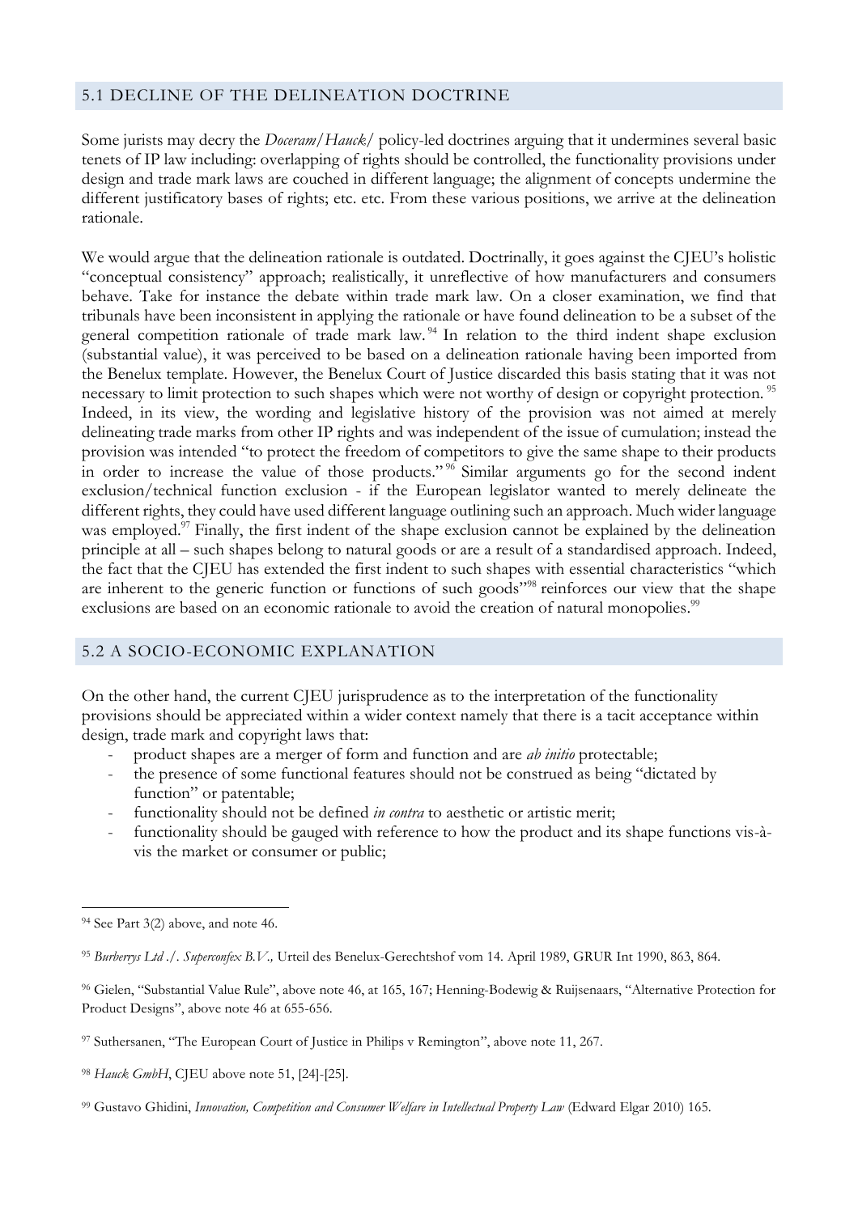## 5.1 DECLINE OF THE DELINEATION DOCTRINE

Some jurists may decry the *Doceram/Hauck/* policy-led doctrines arguing that it undermines several basic tenets of IP law including: overlapping of rights should be controlled, the functionality provisions under design and trade mark laws are couched in different language; the alignment of concepts undermine the different justificatory bases of rights; etc. etc. From these various positions, we arrive at the delineation rationale.

We would argue that the delineation rationale is outdated. Doctrinally, it goes against the CJEU's holistic "conceptual consistency" approach; realistically, it unreflective of how manufacturers and consumers behave. Take for instance the debate within trade mark law. On a closer examination, we find that tribunals have been inconsistent in applying the rationale or have found delineation to be a subset of the general competition rationale of trade mark law.[94] In relation to the third indent shape exclusion (substantial value), it was perceived to be based on a delineation rationale having been imported from the Benelux template. However, the Benelux Court of Justice discarded this basis stating that it was not necessary to limit protection to such shapes which were not worthy of design or copyright protection.[95] Indeed, in its view, the wording and legislative history of the provision was not aimed at merely delineating trade marks from other IP rights and was independent of the issue of cumulation; instead the provision was intended "to protect the freedom of competitors to give the same shape to their products in order to increase the value of those products."[96] Similar arguments go for the second indent exclusion/technical function exclusion - if the European legislator wanted to merely delineate the different rights, they could have used different language outlining such an approach. Much wider language was employed.[97] Finally, the first indent of the shape exclusion cannot be explained by the delineation principle at all – such shapes belong to natural goods or are a result of a standardised approach. Indeed, the fact that the CJEU has extended the first indent to such shapes with essential characteristics "which are inherent to the generic function or functions of such goods"[98] reinforces our view that the shape exclusions are based on an economic rationale to avoid the creation of natural monopolies.[99]

## 5.2 A SOCIO-ECONOMIC EXPLANATION

On the other hand, the current CJEU jurisprudence as to the interpretation of the functionality provisions should be appreciated within a wider context namely that there is a tacit acceptance within design, trade mark and copyright laws that:

- product shapes are a merger of form and function and are *ab initio* protectable;
- the presence of some functional features should not be construed as being "dictated by function" or patentable;
- functionality should not be defined *in contra* to aesthetic or artistic merit;
- functionality should be gauged with reference to how the product and its shape functions vis-à-vis the market or consumer or public;

---

[94] See Part 3(2) above, and note 46.

[95] *Burberrys Ltd ./. Superconfex B.V.,* Urteil des Benelux-Gerechtshof vom 14. April 1989, GRUR Int 1990, 863, 864.

[96] Gielen, "Substantial Value Rule", above note 46, at 165, 167; Henning-Bodewig & Ruijsenaars, "Alternative Protection for Product Designs", above note 46 at 655-656.

[97] Suthersanen, "The European Court of Justice in Philips v Remington", above note 11, 267.

[98] *Hauck GmbH*, CJEU above note 51, [24]-[25].

[99] Gustavo Ghidini, *Innovation, Competition and Consumer Welfare in Intellectual Property Law* (Edward Elgar 2010) 165.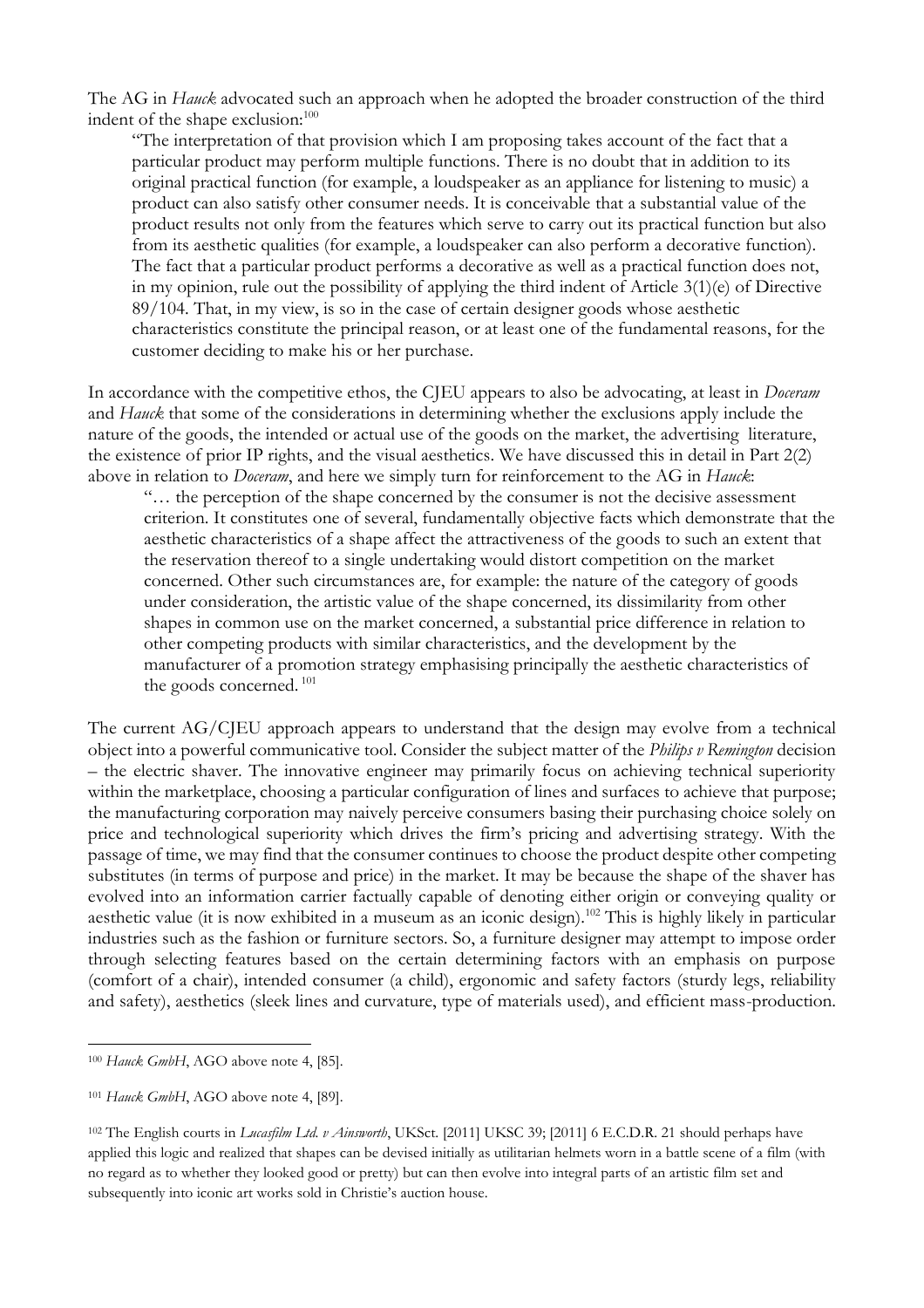The AG in *Hauck* advocated such an approach when he adopted the broader construction of the third indent of the shape exclusion:[100]

> "The interpretation of that provision which I am proposing takes account of the fact that a particular product may perform multiple functions. There is no doubt that in addition to its original practical function (for example, a loudspeaker as an appliance for listening to music) a product can also satisfy other consumer needs. It is conceivable that a substantial value of the product results not only from the features which serve to carry out its practical function but also from its aesthetic qualities (for example, a loudspeaker can also perform a decorative function). The fact that a particular product performs a decorative as well as a practical function does not, in my opinion, rule out the possibility of applying the third indent of Article 3(1)(e) of Directive 89/104. That, in my view, is so in the case of certain designer goods whose aesthetic characteristics constitute the principal reason, or at least one of the fundamental reasons, for the customer deciding to make his or her purchase.

In accordance with the competitive ethos, the CJEU appears to also be advocating, at least in *Doceram* and *Hauck* that some of the considerations in determining whether the exclusions apply include the nature of the goods, the intended or actual use of the goods on the market, the advertising literature, the existence of prior IP rights, and the visual aesthetics. We have discussed this in detail in Part 2(2) above in relation to *Doceram*, and here we simply turn for reinforcement to the AG in *Hauck*:

> "… the perception of the shape concerned by the consumer is not the decisive assessment criterion. It constitutes one of several, fundamentally objective facts which demonstrate that the aesthetic characteristics of a shape affect the attractiveness of the goods to such an extent that the reservation thereof to a single undertaking would distort competition on the market concerned. Other such circumstances are, for example: the nature of the category of goods under consideration, the artistic value of the shape concerned, its dissimilarity from other shapes in common use on the market concerned, a substantial price difference in relation to other competing products with similar characteristics, and the development by the manufacturer of a promotion strategy emphasising principally the aesthetic characteristics of the goods concerned.[101]

The current AG/CJEU approach appears to understand that the design may evolve from a technical object into a powerful communicative tool. Consider the subject matter of the *Philips v Remington* decision – the electric shaver. The innovative engineer may primarily focus on achieving technical superiority within the marketplace, choosing a particular configuration of lines and surfaces to achieve that purpose; the manufacturing corporation may naively perceive consumers basing their purchasing choice solely on price and technological superiority which drives the firm's pricing and advertising strategy. With the passage of time, we may find that the consumer continues to choose the product despite other competing substitutes (in terms of purpose and price) in the market. It may be because the shape of the shaver has evolved into an information carrier factually capable of denoting either origin or conveying quality or aesthetic value (it is now exhibited in a museum as an iconic design).[102] This is highly likely in particular industries such as the fashion or furniture sectors. So, a furniture designer may attempt to impose order through selecting features based on the certain determining factors with an emphasis on purpose (comfort of a chair), intended consumer (a child), ergonomic and safety factors (sturdy legs, reliability and safety), aesthetics (sleek lines and curvature, type of materials used), and efficient mass-production.

---

[100] *Hauck GmbH*, AGO above note 4, [85].

[101] *Hauck GmbH*, AGO above note 4, [89].

[102] The English courts in *Lucasfilm Ltd. v Ainsworth*, UKSct. [2011] UKSC 39; [2011] 6 E.C.D.R. 21 should perhaps have applied this logic and realized that shapes can be devised initially as utilitarian helmets worn in a battle scene of a film (with no regard as to whether they looked good or pretty) but can then evolve into integral parts of an artistic film set and subsequently into iconic art works sold in Christie's auction house.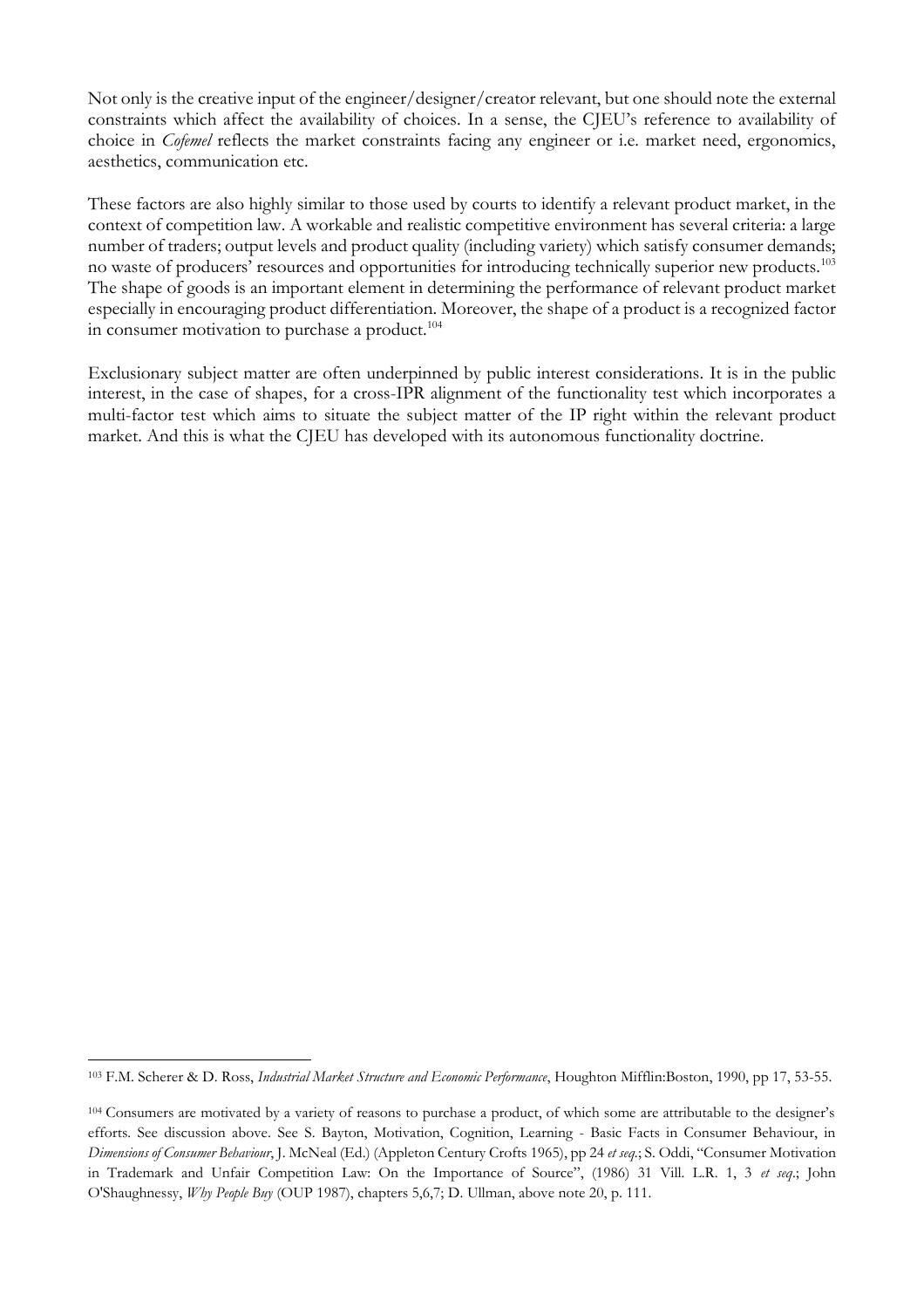Not only is the creative input of the engineer/designer/creator relevant, but one should note the external constraints which affect the availability of choices. In a sense, the CJEU's reference to availability of choice in *Cofemel* reflects the market constraints facing any engineer or i.e. market need, ergonomics, aesthetics, communication etc.

These factors are also highly similar to those used by courts to identify a relevant product market, in the context of competition law. A workable and realistic competitive environment has several criteria: a large number of traders; output levels and product quality (including variety) which satisfy consumer demands; no waste of producers' resources and opportunities for introducing technically superior new products.[103] The shape of goods is an important element in determining the performance of relevant product market especially in encouraging product differentiation. Moreover, the shape of a product is a recognized factor in consumer motivation to purchase a product.[104]

Exclusionary subject matter are often underpinned by public interest considerations. It is in the public interest, in the case of shapes, for a cross-IPR alignment of the functionality test which incorporates a multi-factor test which aims to situate the subject matter of the IP right within the relevant product market. And this is what the CJEU has developed with its autonomous functionality doctrine.

---

[103] F.M. Scherer & D. Ross, *Industrial Market Structure and Economic Performance*, Houghton Mifflin:Boston, 1990, pp 17, 53-55.

[104] Consumers are motivated by a variety of reasons to purchase a product, of which some are attributable to the designer's efforts. See discussion above. See S. Bayton, Motivation, Cognition, Learning - Basic Facts in Consumer Behaviour, in *Dimensions of Consumer Behaviour*, J. McNeal (Ed.) (Appleton Century Crofts 1965), pp 24 *et seq*.; S. Oddi, "Consumer Motivation in Trademark and Unfair Competition Law: On the Importance of Source", (1986) 31 Vill. L.R. 1, 3 *et seq*.; John O'Shaughnessy, *Why People Buy* (OUP 1987), chapters 5,6,7; D. Ullman, above note 20, p. 111.